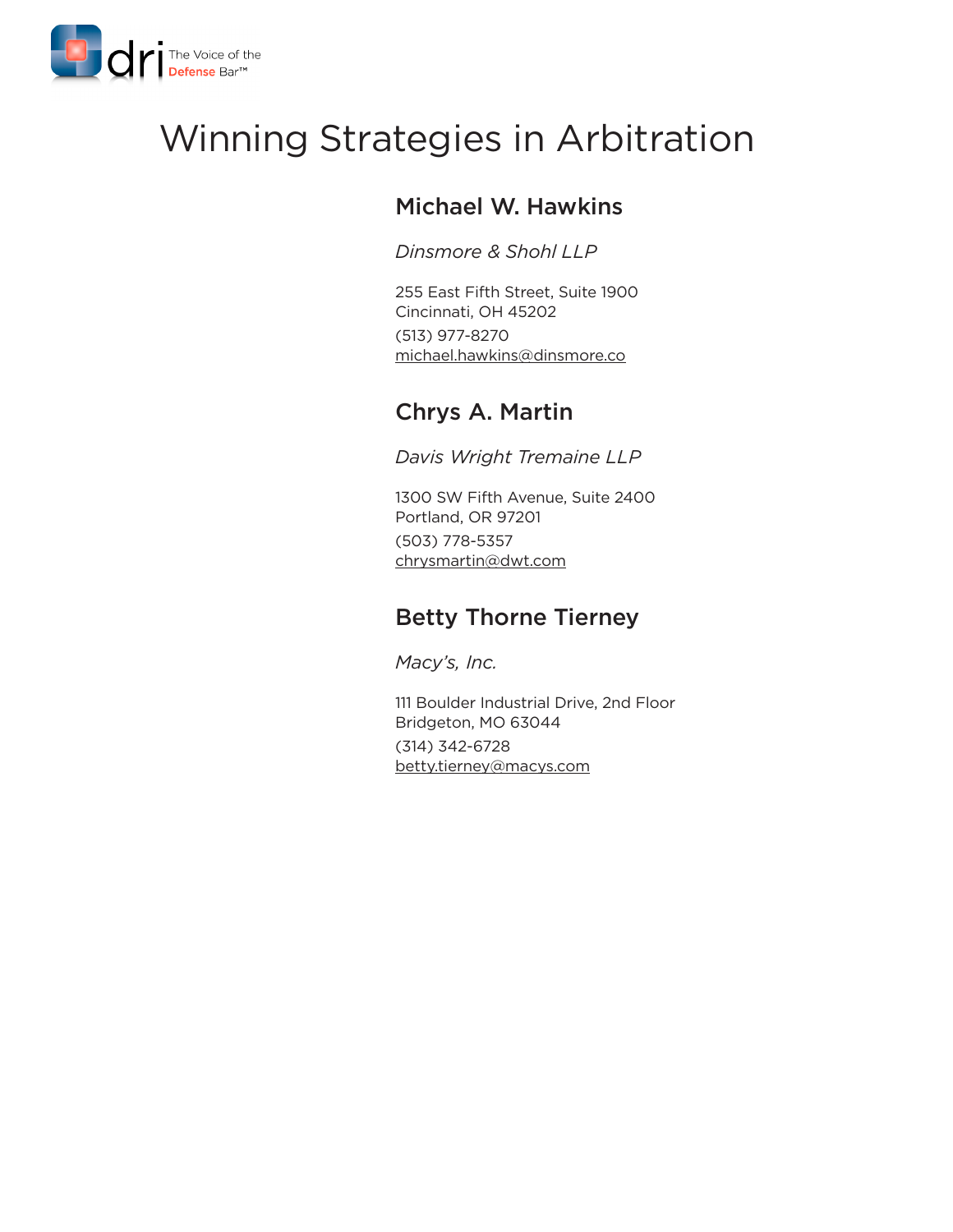# Winning Strategies in Arbitration

## Michael W. Hawkins

*Dinsmore & Shohl LLP*

255 East Fifth Street, Suite 1900
Cincinnati, OH 45202
(513) 977-8270
michael.hawkins@dinsmore.co

## Chrys A. Martin

*Davis Wright Tremaine LLP*

1300 SW Fifth Avenue, Suite 2400
Portland, OR 97201
(503) 778-5357
chrysmartin@dwt.com

## Betty Thorne Tierney

*Macy's, Inc.*

111 Boulder Industrial Drive, 2nd Floor
Bridgeton, MO 63044
(314) 342-6728
betty.tierney@macys.com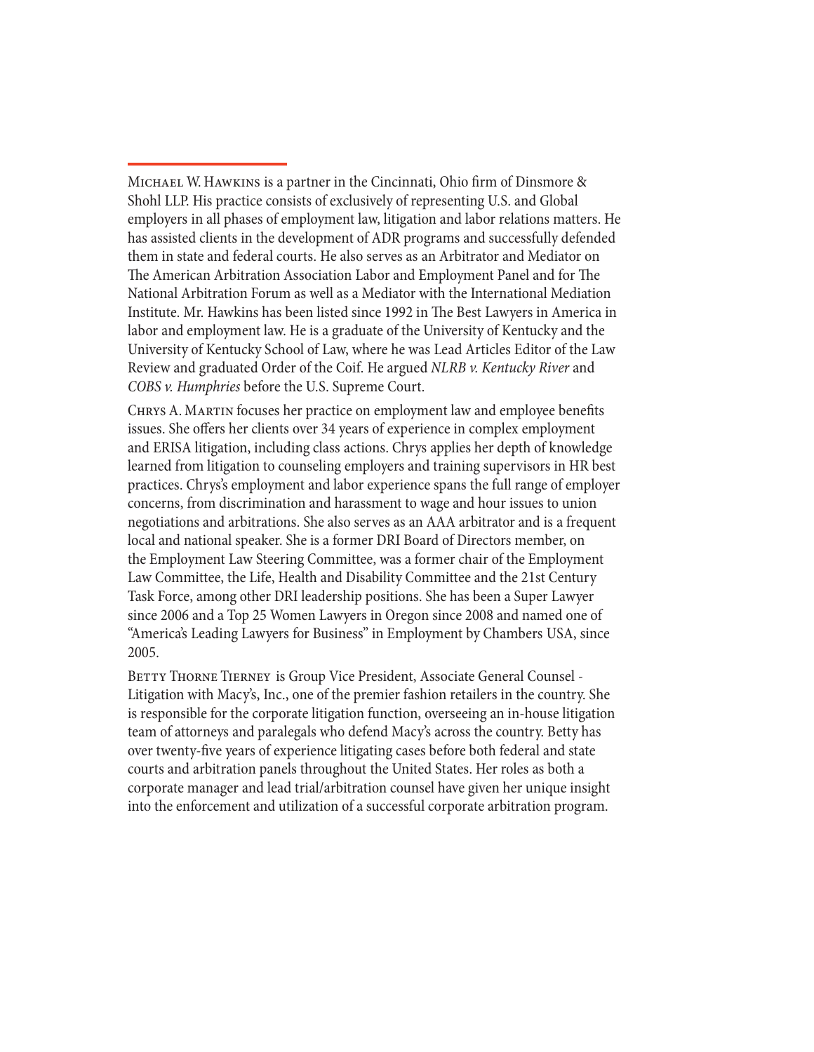Michael W. Hawkins is a partner in the Cincinnati, Ohio firm of Dinsmore & Shohl LLP. His practice consists of exclusively of representing U.S. and Global employers in all phases of employment law, litigation and labor relations matters. He has assisted clients in the development of ADR programs and successfully defended them in state and federal courts. He also serves as an Arbitrator and Mediator on The American Arbitration Association Labor and Employment Panel and for The National Arbitration Forum as well as a Mediator with the International Mediation Institute. Mr. Hawkins has been listed since 1992 in The Best Lawyers in America in labor and employment law. He is a graduate of the University of Kentucky and the University of Kentucky School of Law, where he was Lead Articles Editor of the Law Review and graduated Order of the Coif. He argued *NLRB v. Kentucky River* and *COBS v. Humphries* before the U.S. Supreme Court.

Chrys A. Martin focuses her practice on employment law and employee benefits issues. She offers her clients over 34 years of experience in complex employment and ERISA litigation, including class actions. Chrys applies her depth of knowledge learned from litigation to counseling employers and training supervisors in HR best practices. Chrys's employment and labor experience spans the full range of employer concerns, from discrimination and harassment to wage and hour issues to union negotiations and arbitrations. She also serves as an AAA arbitrator and is a frequent local and national speaker. She is a former DRI Board of Directors member, on the Employment Law Steering Committee, was a former chair of the Employment Law Committee, the Life, Health and Disability Committee and the 21st Century Task Force, among other DRI leadership positions. She has been a Super Lawyer since 2006 and a Top 25 Women Lawyers in Oregon since 2008 and named one of "America's Leading Lawyers for Business" in Employment by Chambers USA, since 2005.

Betty Thorne Tierney is Group Vice President, Associate General Counsel - Litigation with Macy's, Inc., one of the premier fashion retailers in the country. She is responsible for the corporate litigation function, overseeing an in-house litigation team of attorneys and paralegals who defend Macy's across the country. Betty has over twenty-five years of experience litigating cases before both federal and state courts and arbitration panels throughout the United States. Her roles as both a corporate manager and lead trial/arbitration counsel have given her unique insight into the enforcement and utilization of a successful corporate arbitration program.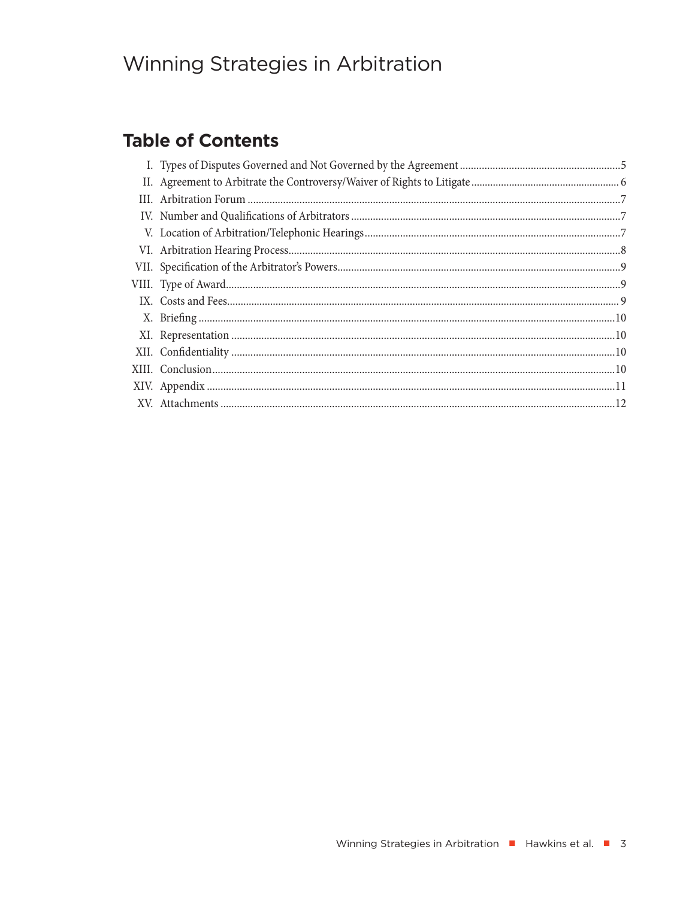# Winning Strategies in Arbitration

## Table of Contents

- I. Types of Disputes Governed and Not Governed by the Agreement .......... 5
- II. Agreement to Arbitrate the Controversy/Waiver of Rights to Litigate .......... 6
- III. Arbitration Forum .......... 7
- IV. Number and Qualifications of Arbitrators .......... 7
- V. Location of Arbitration/Telephonic Hearings .......... 7
- VI. Arbitration Hearing Process .......... 8
- VII. Specification of the Arbitrator's Powers .......... 9
- VIII. Type of Award .......... 9
- IX. Costs and Fees .......... 9
- X. Briefing .......... 10
- XI. Representation .......... 10
- XII. Confidentiality .......... 10
- XIII. Conclusion .......... 10
- XIV. Appendix .......... 11
- XV. Attachments .......... 12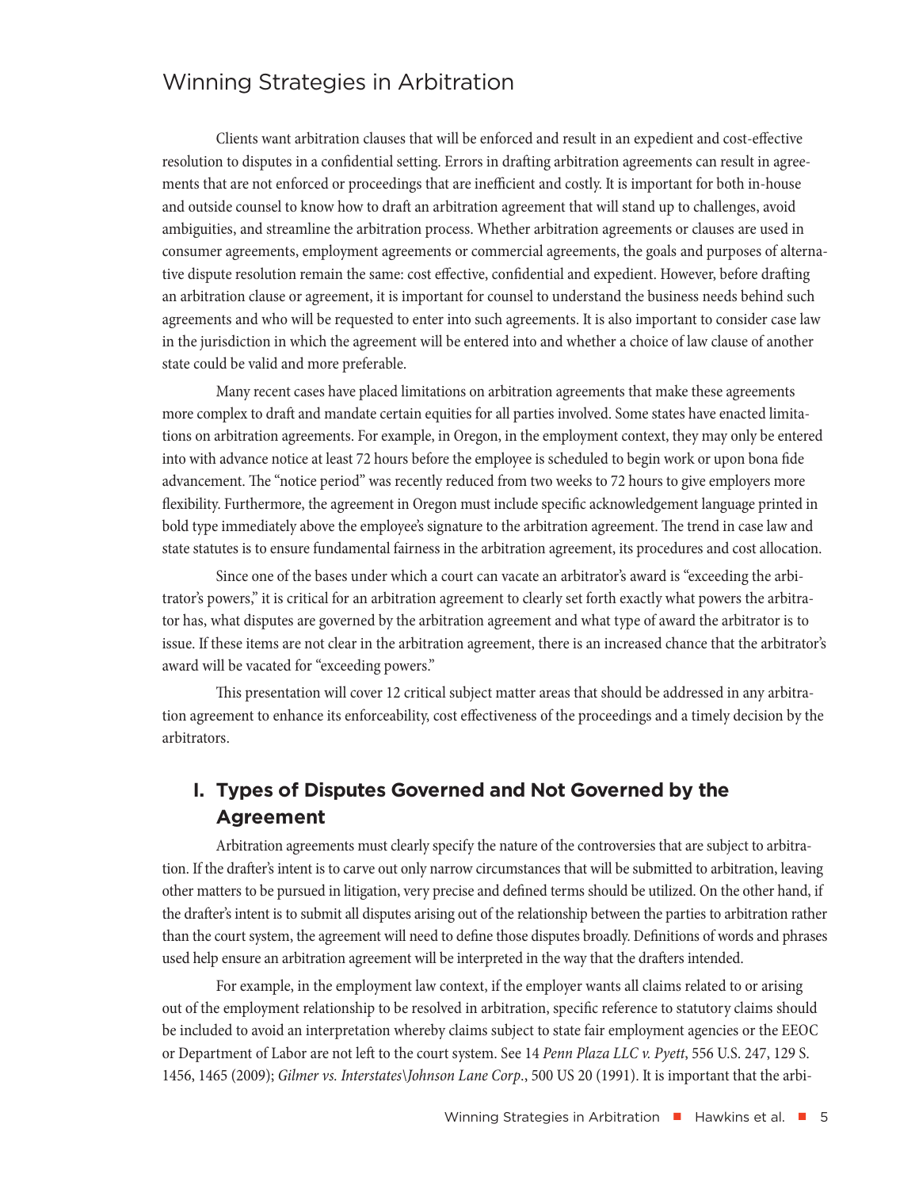# Winning Strategies in Arbitration

Clients want arbitration clauses that will be enforced and result in an expedient and cost-effective resolution to disputes in a confidential setting. Errors in drafting arbitration agreements can result in agreements that are not enforced or proceedings that are inefficient and costly. It is important for both in-house and outside counsel to know how to draft an arbitration agreement that will stand up to challenges, avoid ambiguities, and streamline the arbitration process. Whether arbitration agreements or clauses are used in consumer agreements, employment agreements or commercial agreements, the goals and purposes of alternative dispute resolution remain the same: cost effective, confidential and expedient. However, before drafting an arbitration clause or agreement, it is important for counsel to understand the business needs behind such agreements and who will be requested to enter into such agreements. It is also important to consider case law in the jurisdiction in which the agreement will be entered into and whether a choice of law clause of another state could be valid and more preferable.

Many recent cases have placed limitations on arbitration agreements that make these agreements more complex to draft and mandate certain equities for all parties involved. Some states have enacted limitations on arbitration agreements. For example, in Oregon, in the employment context, they may only be entered into with advance notice at least 72 hours before the employee is scheduled to begin work or upon bona fide advancement. The "notice period" was recently reduced from two weeks to 72 hours to give employers more flexibility. Furthermore, the agreement in Oregon must include specific acknowledgement language printed in bold type immediately above the employee's signature to the arbitration agreement. The trend in case law and state statutes is to ensure fundamental fairness in the arbitration agreement, its procedures and cost allocation.

Since one of the bases under which a court can vacate an arbitrator's award is "exceeding the arbitrator's powers," it is critical for an arbitration agreement to clearly set forth exactly what powers the arbitrator has, what disputes are governed by the arbitration agreement and what type of award the arbitrator is to issue. If these items are not clear in the arbitration agreement, there is an increased chance that the arbitrator's award will be vacated for "exceeding powers."

This presentation will cover 12 critical subject matter areas that should be addressed in any arbitration agreement to enhance its enforceability, cost effectiveness of the proceedings and a timely decision by the arbitrators.

## I. Types of Disputes Governed and Not Governed by the Agreement

Arbitration agreements must clearly specify the nature of the controversies that are subject to arbitration. If the drafter's intent is to carve out only narrow circumstances that will be submitted to arbitration, leaving other matters to be pursued in litigation, very precise and defined terms should be utilized. On the other hand, if the drafter's intent is to submit all disputes arising out of the relationship between the parties to arbitration rather than the court system, the agreement will need to define those disputes broadly. Definitions of words and phrases used help ensure an arbitration agreement will be interpreted in the way that the drafters intended.

For example, in the employment law context, if the employer wants all claims related to or arising out of the employment relationship to be resolved in arbitration, specific reference to statutory claims should be included to avoid an interpretation whereby claims subject to state fair employment agencies or the EEOC or Department of Labor are not left to the court system. See 14 *Penn Plaza LLC v. Pyett*, 556 U.S. 247, 129 S. 1456, 1465 (2009); *Gilmer vs. Interstates\Johnson Lane Corp*., 500 US 20 (1991). It is important that the arbi-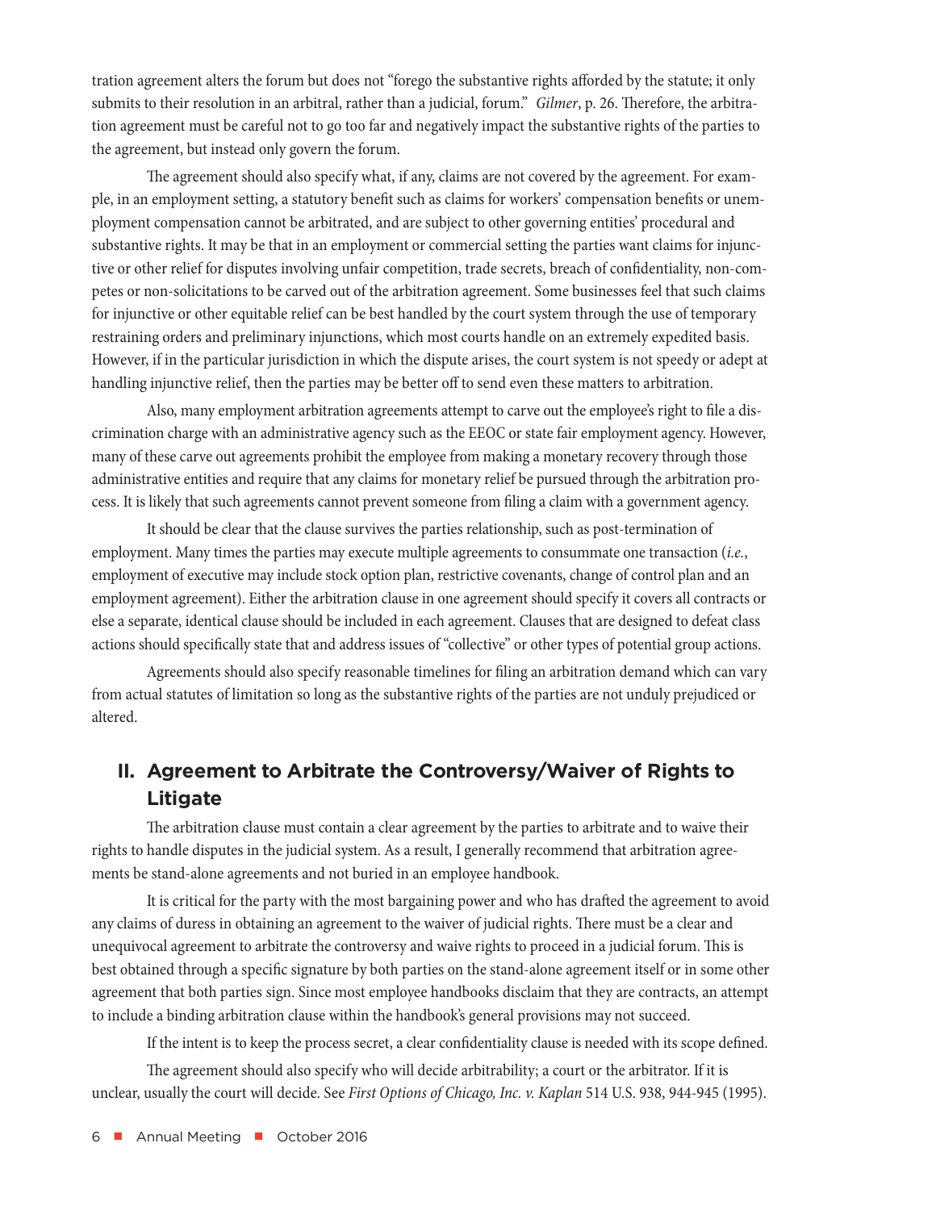tration agreement alters the forum but does not "forego the substantive rights afforded by the statute; it only submits to their resolution in an arbitral, rather than a judicial, forum." *Gilmer*, p. 26. Therefore, the arbitration agreement must be careful not to go too far and negatively impact the substantive rights of the parties to the agreement, but instead only govern the forum.

The agreement should also specify what, if any, claims are not covered by the agreement. For example, in an employment setting, a statutory benefit such as claims for workers' compensation benefits or unemployment compensation cannot be arbitrated, and are subject to other governing entities' procedural and substantive rights. It may be that in an employment or commercial setting the parties want claims for injunctive or other relief for disputes involving unfair competition, trade secrets, breach of confidentiality, non-competes or non-solicitations to be carved out of the arbitration agreement. Some businesses feel that such claims for injunctive or other equitable relief can be best handled by the court system through the use of temporary restraining orders and preliminary injunctions, which most courts handle on an extremely expedited basis. However, if in the particular jurisdiction in which the dispute arises, the court system is not speedy or adept at handling injunctive relief, then the parties may be better off to send even these matters to arbitration.

Also, many employment arbitration agreements attempt to carve out the employee's right to file a discrimination charge with an administrative agency such as the EEOC or state fair employment agency. However, many of these carve out agreements prohibit the employee from making a monetary recovery through those administrative entities and require that any claims for monetary relief be pursued through the arbitration process. It is likely that such agreements cannot prevent someone from filing a claim with a government agency.

It should be clear that the clause survives the parties relationship, such as post-termination of employment. Many times the parties may execute multiple agreements to consummate one transaction (*i.e.*, employment of executive may include stock option plan, restrictive covenants, change of control plan and an employment agreement). Either the arbitration clause in one agreement should specify it covers all contracts or else a separate, identical clause should be included in each agreement. Clauses that are designed to defeat class actions should specifically state that and address issues of "collective" or other types of potential group actions.

Agreements should also specify reasonable timelines for filing an arbitration demand which can vary from actual statutes of limitation so long as the substantive rights of the parties are not unduly prejudiced or altered.

## II. Agreement to Arbitrate the Controversy/Waiver of Rights to Litigate

The arbitration clause must contain a clear agreement by the parties to arbitrate and to waive their rights to handle disputes in the judicial system. As a result, I generally recommend that arbitration agreements be stand-alone agreements and not buried in an employee handbook.

It is critical for the party with the most bargaining power and who has drafted the agreement to avoid any claims of duress in obtaining an agreement to the waiver of judicial rights. There must be a clear and unequivocal agreement to arbitrate the controversy and waive rights to proceed in a judicial forum. This is best obtained through a specific signature by both parties on the stand-alone agreement itself or in some other agreement that both parties sign. Since most employee handbooks disclaim that they are contracts, an attempt to include a binding arbitration clause within the handbook's general provisions may not succeed.

If the intent is to keep the process secret, a clear confidentiality clause is needed with its scope defined.

The agreement should also specify who will decide arbitrability; a court or the arbitrator. If it is unclear, usually the court will decide. See *First Options of Chicago, Inc. v. Kaplan* 514 U.S. 938, 944-945 (1995).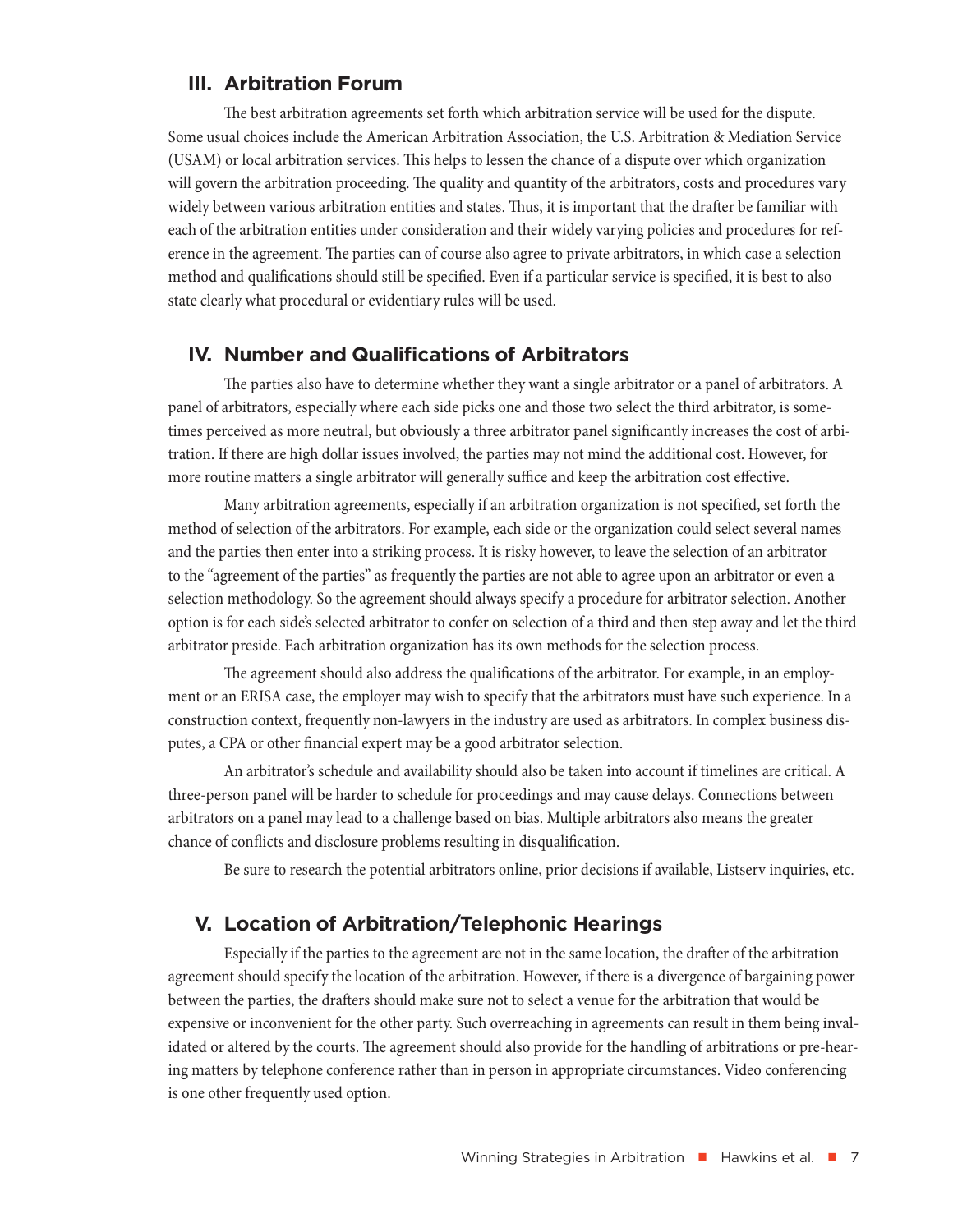## III. Arbitration Forum

The best arbitration agreements set forth which arbitration service will be used for the dispute. Some usual choices include the American Arbitration Association, the U.S. Arbitration & Mediation Service (USAM) or local arbitration services. This helps to lessen the chance of a dispute over which organization will govern the arbitration proceeding. The quality and quantity of the arbitrators, costs and procedures vary widely between various arbitration entities and states. Thus, it is important that the drafter be familiar with each of the arbitration entities under consideration and their widely varying policies and procedures for reference in the agreement. The parties can of course also agree to private arbitrators, in which case a selection method and qualifications should still be specified. Even if a particular service is specified, it is best to also state clearly what procedural or evidentiary rules will be used.

## IV. Number and Qualifications of Arbitrators

The parties also have to determine whether they want a single arbitrator or a panel of arbitrators. A panel of arbitrators, especially where each side picks one and those two select the third arbitrator, is sometimes perceived as more neutral, but obviously a three arbitrator panel significantly increases the cost of arbitration. If there are high dollar issues involved, the parties may not mind the additional cost. However, for more routine matters a single arbitrator will generally suffice and keep the arbitration cost effective.

Many arbitration agreements, especially if an arbitration organization is not specified, set forth the method of selection of the arbitrators. For example, each side or the organization could select several names and the parties then enter into a striking process. It is risky however, to leave the selection of an arbitrator to the "agreement of the parties" as frequently the parties are not able to agree upon an arbitrator or even a selection methodology. So the agreement should always specify a procedure for arbitrator selection. Another option is for each side's selected arbitrator to confer on selection of a third and then step away and let the third arbitrator preside. Each arbitration organization has its own methods for the selection process.

The agreement should also address the qualifications of the arbitrator. For example, in an employment or an ERISA case, the employer may wish to specify that the arbitrators must have such experience. In a construction context, frequently non-lawyers in the industry are used as arbitrators. In complex business disputes, a CPA or other financial expert may be a good arbitrator selection.

An arbitrator's schedule and availability should also be taken into account if timelines are critical. A three-person panel will be harder to schedule for proceedings and may cause delays. Connections between arbitrators on a panel may lead to a challenge based on bias. Multiple arbitrators also means the greater chance of conflicts and disclosure problems resulting in disqualification.

Be sure to research the potential arbitrators online, prior decisions if available, Listserv inquiries, etc.

## V. Location of Arbitration/Telephonic Hearings

Especially if the parties to the agreement are not in the same location, the drafter of the arbitration agreement should specify the location of the arbitration. However, if there is a divergence of bargaining power between the parties, the drafters should make sure not to select a venue for the arbitration that would be expensive or inconvenient for the other party. Such overreaching in agreements can result in them being invalidated or altered by the courts. The agreement should also provide for the handling of arbitrations or pre-hearing matters by telephone conference rather than in person in appropriate circumstances. Video conferencing is one other frequently used option.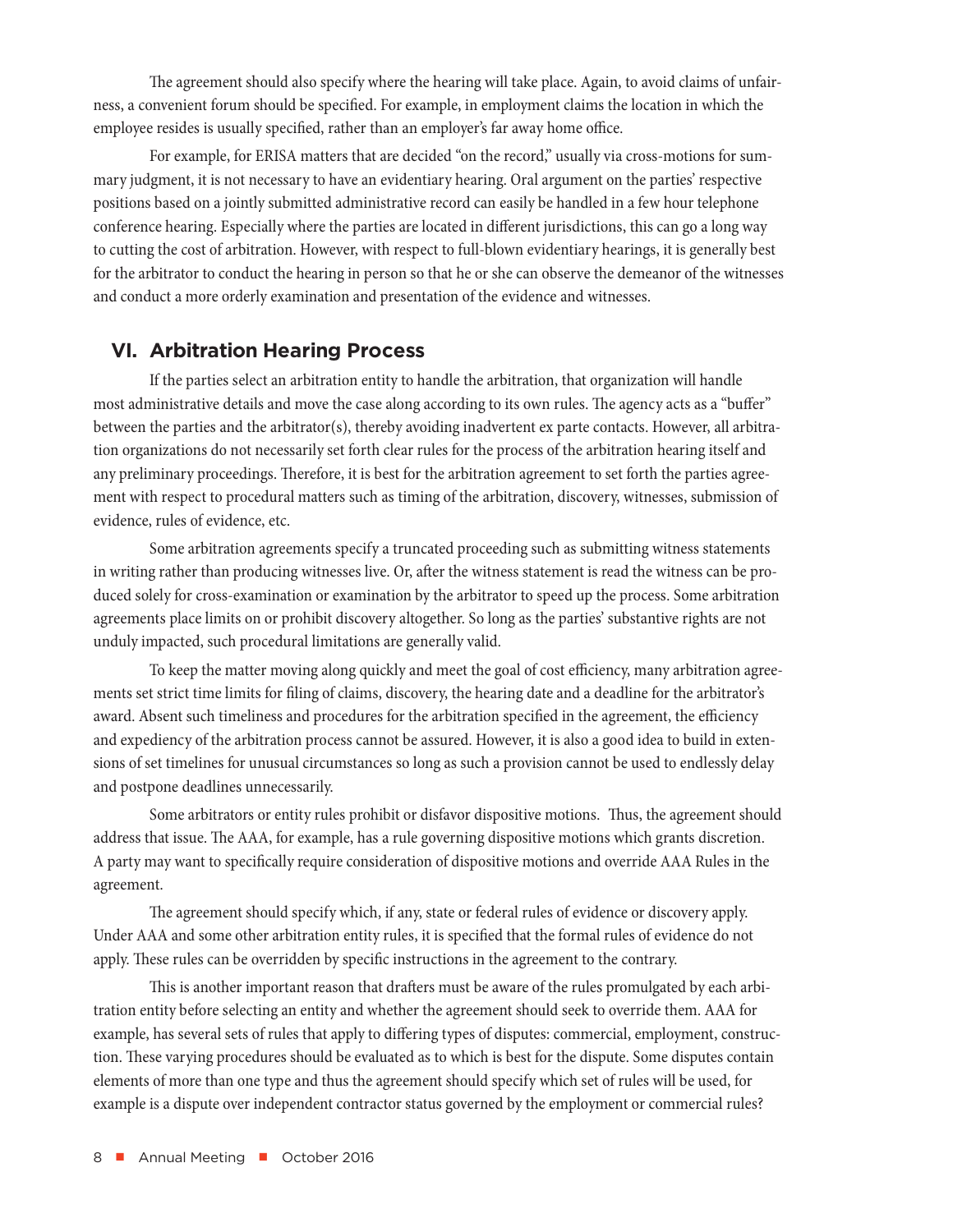The agreement should also specify where the hearing will take place. Again, to avoid claims of unfairness, a convenient forum should be specified. For example, in employment claims the location in which the employee resides is usually specified, rather than an employer's far away home office.

For example, for ERISA matters that are decided "on the record," usually via cross-motions for summary judgment, it is not necessary to have an evidentiary hearing. Oral argument on the parties' respective positions based on a jointly submitted administrative record can easily be handled in a few hour telephone conference hearing. Especially where the parties are located in different jurisdictions, this can go a long way to cutting the cost of arbitration. However, with respect to full-blown evidentiary hearings, it is generally best for the arbitrator to conduct the hearing in person so that he or she can observe the demeanor of the witnesses and conduct a more orderly examination and presentation of the evidence and witnesses.

## VI. Arbitration Hearing Process

If the parties select an arbitration entity to handle the arbitration, that organization will handle most administrative details and move the case along according to its own rules. The agency acts as a "buffer" between the parties and the arbitrator(s), thereby avoiding inadvertent ex parte contacts. However, all arbitration organizations do not necessarily set forth clear rules for the process of the arbitration hearing itself and any preliminary proceedings. Therefore, it is best for the arbitration agreement to set forth the parties agreement with respect to procedural matters such as timing of the arbitration, discovery, witnesses, submission of evidence, rules of evidence, etc.

Some arbitration agreements specify a truncated proceeding such as submitting witness statements in writing rather than producing witnesses live. Or, after the witness statement is read the witness can be produced solely for cross-examination or examination by the arbitrator to speed up the process. Some arbitration agreements place limits on or prohibit discovery altogether. So long as the parties' substantive rights are not unduly impacted, such procedural limitations are generally valid.

To keep the matter moving along quickly and meet the goal of cost efficiency, many arbitration agreements set strict time limits for filing of claims, discovery, the hearing date and a deadline for the arbitrator's award. Absent such timeliness and procedures for the arbitration specified in the agreement, the efficiency and expediency of the arbitration process cannot be assured. However, it is also a good idea to build in extensions of set timelines for unusual circumstances so long as such a provision cannot be used to endlessly delay and postpone deadlines unnecessarily.

Some arbitrators or entity rules prohibit or disfavor dispositive motions. Thus, the agreement should address that issue. The AAA, for example, has a rule governing dispositive motions which grants discretion. A party may want to specifically require consideration of dispositive motions and override AAA Rules in the agreement.

The agreement should specify which, if any, state or federal rules of evidence or discovery apply. Under AAA and some other arbitration entity rules, it is specified that the formal rules of evidence do not apply. These rules can be overridden by specific instructions in the agreement to the contrary.

This is another important reason that drafters must be aware of the rules promulgated by each arbitration entity before selecting an entity and whether the agreement should seek to override them. AAA for example, has several sets of rules that apply to differing types of disputes: commercial, employment, construction. These varying procedures should be evaluated as to which is best for the dispute. Some disputes contain elements of more than one type and thus the agreement should specify which set of rules will be used, for example is a dispute over independent contractor status governed by the employment or commercial rules?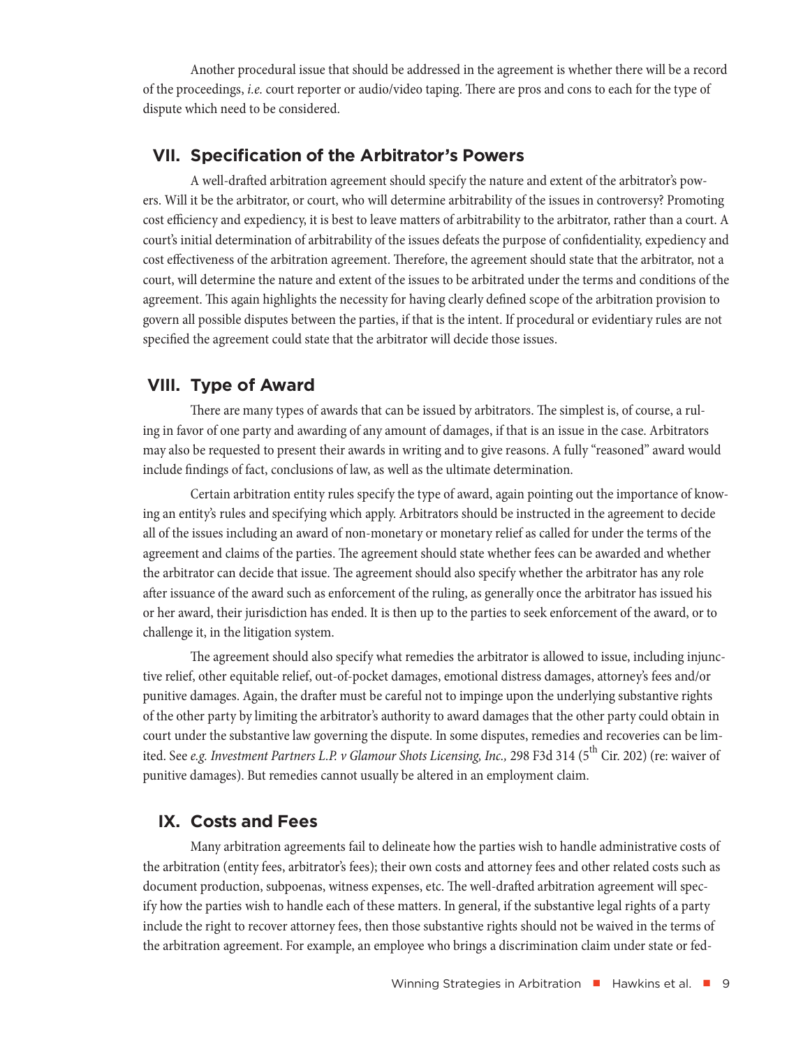Another procedural issue that should be addressed in the agreement is whether there will be a record of the proceedings, *i.e.* court reporter or audio/video taping. There are pros and cons to each for the type of dispute which need to be considered.

## VII. Specification of the Arbitrator's Powers

A well-drafted arbitration agreement should specify the nature and extent of the arbitrator's powers. Will it be the arbitrator, or court, who will determine arbitrability of the issues in controversy? Promoting cost efficiency and expediency, it is best to leave matters of arbitrability to the arbitrator, rather than a court. A court's initial determination of arbitrability of the issues defeats the purpose of confidentiality, expediency and cost effectiveness of the arbitration agreement. Therefore, the agreement should state that the arbitrator, not a court, will determine the nature and extent of the issues to be arbitrated under the terms and conditions of the agreement. This again highlights the necessity for having clearly defined scope of the arbitration provision to govern all possible disputes between the parties, if that is the intent. If procedural or evidentiary rules are not specified the agreement could state that the arbitrator will decide those issues.

## VIII. Type of Award

There are many types of awards that can be issued by arbitrators. The simplest is, of course, a ruling in favor of one party and awarding of any amount of damages, if that is an issue in the case. Arbitrators may also be requested to present their awards in writing and to give reasons. A fully "reasoned" award would include findings of fact, conclusions of law, as well as the ultimate determination.

Certain arbitration entity rules specify the type of award, again pointing out the importance of knowing an entity's rules and specifying which apply. Arbitrators should be instructed in the agreement to decide all of the issues including an award of non-monetary or monetary relief as called for under the terms of the agreement and claims of the parties. The agreement should state whether fees can be awarded and whether the arbitrator can decide that issue. The agreement should also specify whether the arbitrator has any role after issuance of the award such as enforcement of the ruling, as generally once the arbitrator has issued his or her award, their jurisdiction has ended. It is then up to the parties to seek enforcement of the award, or to challenge it, in the litigation system.

The agreement should also specify what remedies the arbitrator is allowed to issue, including injunctive relief, other equitable relief, out-of-pocket damages, emotional distress damages, attorney's fees and/or punitive damages. Again, the drafter must be careful not to impinge upon the underlying substantive rights of the other party by limiting the arbitrator's authority to award damages that the other party could obtain in court under the substantive law governing the dispute. In some disputes, remedies and recoveries can be limited. See *e.g. Investment Partners L.P. v Glamour Shots Licensing, Inc.,* 298 F3d 314 (5th Cir. 202) (re: waiver of punitive damages). But remedies cannot usually be altered in an employment claim.

## IX. Costs and Fees

Many arbitration agreements fail to delineate how the parties wish to handle administrative costs of the arbitration (entity fees, arbitrator's fees); their own costs and attorney fees and other related costs such as document production, subpoenas, witness expenses, etc. The well-drafted arbitration agreement will specify how the parties wish to handle each of these matters. In general, if the substantive legal rights of a party include the right to recover attorney fees, then those substantive rights should not be waived in the terms of the arbitration agreement. For example, an employee who brings a discrimination claim under state or fed-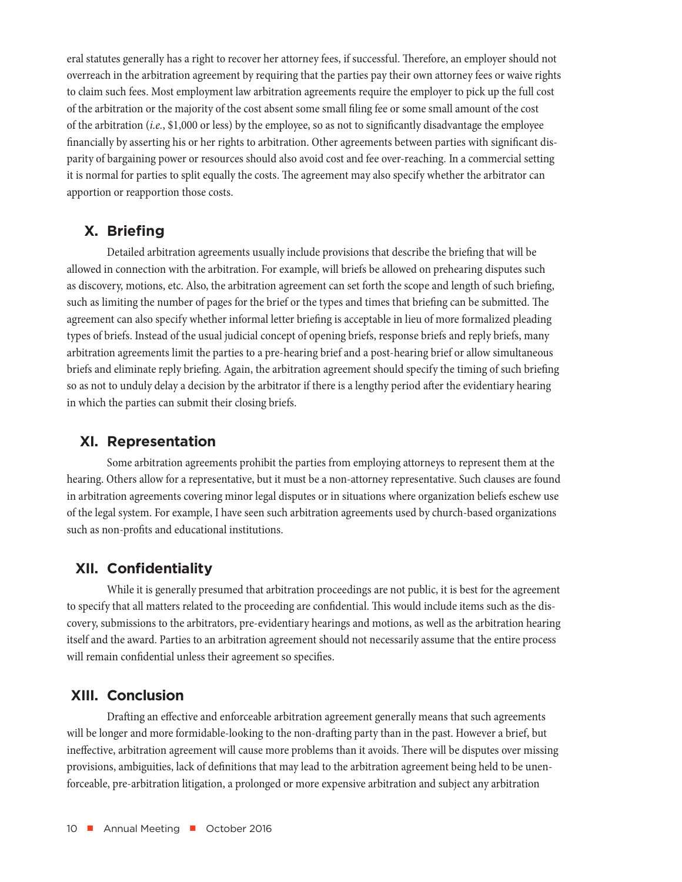eral statutes generally has a right to recover her attorney fees, if successful. Therefore, an employer should not overreach in the arbitration agreement by requiring that the parties pay their own attorney fees or waive rights to claim such fees. Most employment law arbitration agreements require the employer to pick up the full cost of the arbitration or the majority of the cost absent some small filing fee or some small amount of the cost of the arbitration (*i.e.*, $1,000 or less) by the employee, so as not to significantly disadvantage the employee financially by asserting his or her rights to arbitration. Other agreements between parties with significant disparity of bargaining power or resources should also avoid cost and fee over-reaching. In a commercial setting it is normal for parties to split equally the costs. The agreement may also specify whether the arbitrator can apportion or reapportion those costs.

## X. Briefing

Detailed arbitration agreements usually include provisions that describe the briefing that will be allowed in connection with the arbitration. For example, will briefs be allowed on prehearing disputes such as discovery, motions, etc. Also, the arbitration agreement can set forth the scope and length of such briefing, such as limiting the number of pages for the brief or the types and times that briefing can be submitted. The agreement can also specify whether informal letter briefing is acceptable in lieu of more formalized pleading types of briefs. Instead of the usual judicial concept of opening briefs, response briefs and reply briefs, many arbitration agreements limit the parties to a pre-hearing brief and a post-hearing brief or allow simultaneous briefs and eliminate reply briefing. Again, the arbitration agreement should specify the timing of such briefing so as not to unduly delay a decision by the arbitrator if there is a lengthy period after the evidentiary hearing in which the parties can submit their closing briefs.

## XI. Representation

Some arbitration agreements prohibit the parties from employing attorneys to represent them at the hearing. Others allow for a representative, but it must be a non-attorney representative. Such clauses are found in arbitration agreements covering minor legal disputes or in situations where organization beliefs eschew use of the legal system. For example, I have seen such arbitration agreements used by church-based organizations such as non-profits and educational institutions.

## XII. Confidentiality

While it is generally presumed that arbitration proceedings are not public, it is best for the agreement to specify that all matters related to the proceeding are confidential. This would include items such as the discovery, submissions to the arbitrators, pre-evidentiary hearings and motions, as well as the arbitration hearing itself and the award. Parties to an arbitration agreement should not necessarily assume that the entire process will remain confidential unless their agreement so specifies.

## XIII. Conclusion

Drafting an effective and enforceable arbitration agreement generally means that such agreements will be longer and more formidable-looking to the non-drafting party than in the past. However a brief, but ineffective, arbitration agreement will cause more problems than it avoids. There will be disputes over missing provisions, ambiguities, lack of definitions that may lead to the arbitration agreement being held to be unenforceable, pre-arbitration litigation, a prolonged or more expensive arbitration and subject any arbitration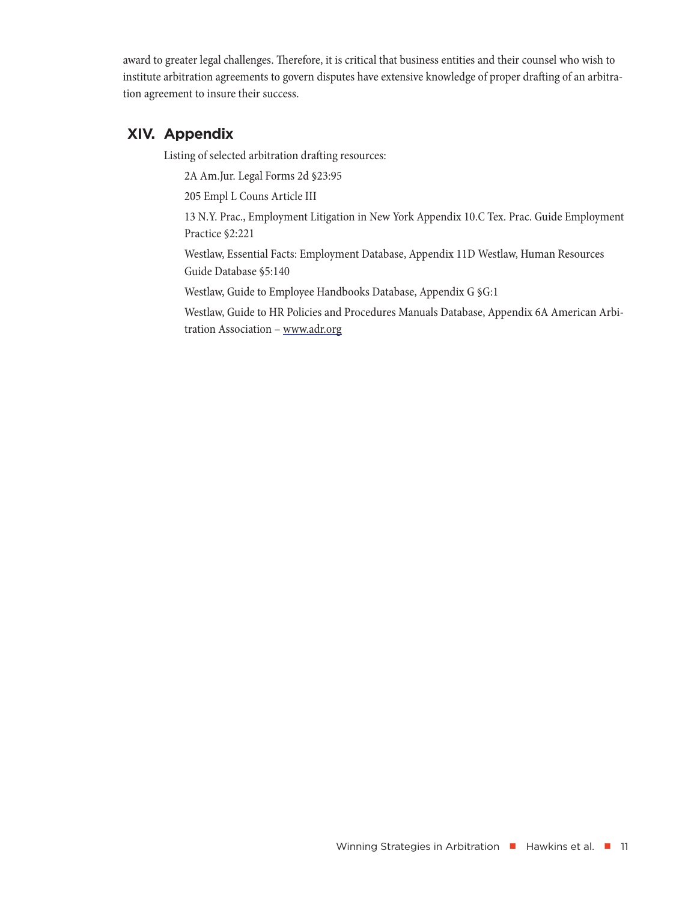award to greater legal challenges. Therefore, it is critical that business entities and their counsel who wish to institute arbitration agreements to govern disputes have extensive knowledge of proper drafting of an arbitration agreement to insure their success.

## XIV. Appendix

Listing of selected arbitration drafting resources:

2A Am.Jur. Legal Forms 2d §23:95

205 Empl L Couns Article III

13 N.Y. Prac., Employment Litigation in New York Appendix 10.C Tex. Prac. Guide Employment Practice §2:221

Westlaw, Essential Facts: Employment Database, Appendix 11D Westlaw, Human Resources Guide Database §5:140

Westlaw, Guide to Employee Handbooks Database, Appendix G §G:1

Westlaw, Guide to HR Policies and Procedures Manuals Database, Appendix 6A American Arbitration Association – www.adr.org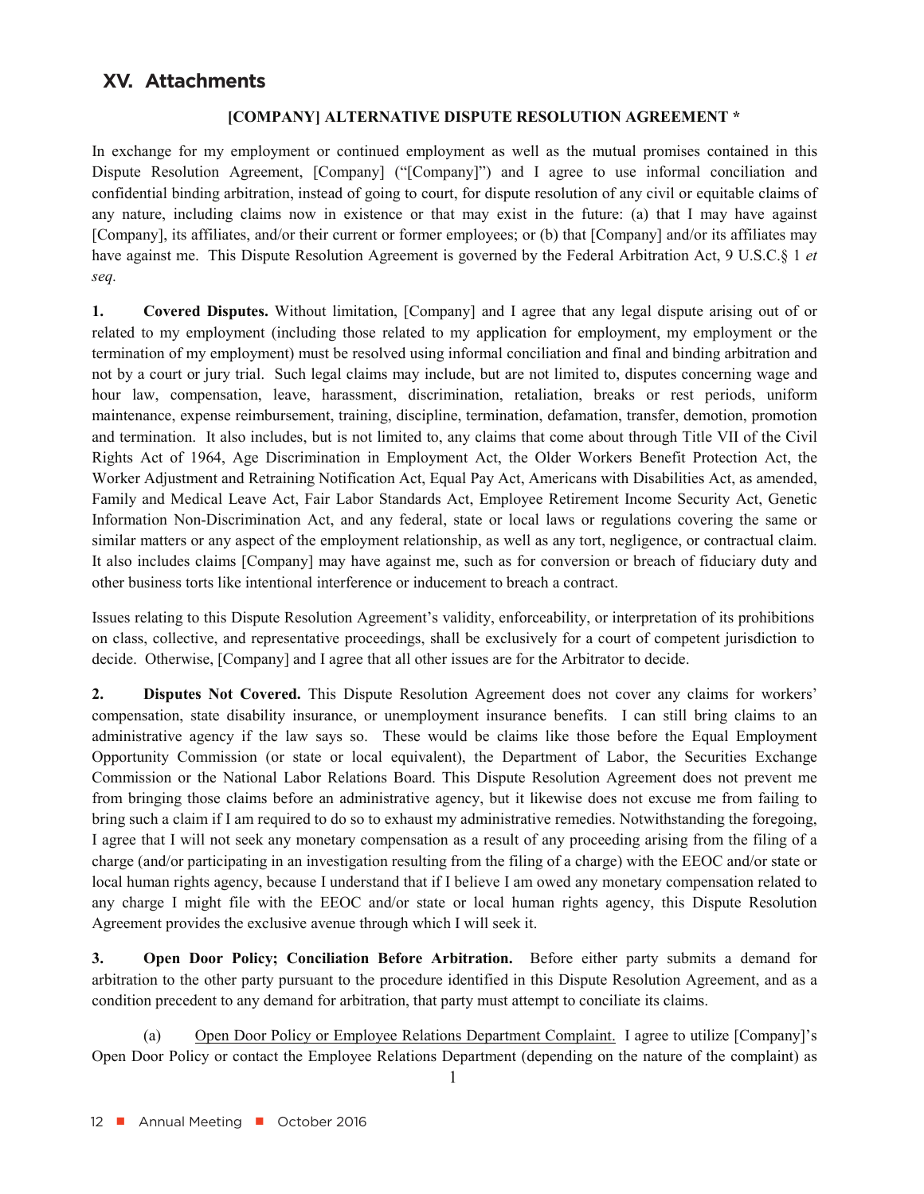## XV. Attachments

**[COMPANY] ALTERNATIVE DISPUTE RESOLUTION AGREEMENT ***

In exchange for my employment or continued employment as well as the mutual promises contained in this Dispute Resolution Agreement, [Company] ("[Company]") and I agree to use informal conciliation and confidential binding arbitration, instead of going to court, for dispute resolution of any civil or equitable claims of any nature, including claims now in existence or that may exist in the future: (a) that I may have against [Company], its affiliates, and/or their current or former employees; or (b) that [Company] and/or its affiliates may have against me. This Dispute Resolution Agreement is governed by the Federal Arbitration Act, 9 U.S.C.§ 1 *et seq.*

**1. Covered Disputes.** Without limitation, [Company] and I agree that any legal dispute arising out of or related to my employment (including those related to my application for employment, my employment or the termination of my employment) must be resolved using informal conciliation and final and binding arbitration and not by a court or jury trial. Such legal claims may include, but are not limited to, disputes concerning wage and hour law, compensation, leave, harassment, discrimination, retaliation, breaks or rest periods, uniform maintenance, expense reimbursement, training, discipline, termination, defamation, transfer, demotion, promotion and termination. It also includes, but is not limited to, any claims that come about through Title VII of the Civil Rights Act of 1964, Age Discrimination in Employment Act, the Older Workers Benefit Protection Act, the Worker Adjustment and Retraining Notification Act, Equal Pay Act, Americans with Disabilities Act, as amended, Family and Medical Leave Act, Fair Labor Standards Act, Employee Retirement Income Security Act, Genetic Information Non-Discrimination Act, and any federal, state or local laws or regulations covering the same or similar matters or any aspect of the employment relationship, as well as any tort, negligence, or contractual claim. It also includes claims [Company] may have against me, such as for conversion or breach of fiduciary duty and other business torts like intentional interference or inducement to breach a contract.

Issues relating to this Dispute Resolution Agreement's validity, enforceability, or interpretation of its prohibitions on class, collective, and representative proceedings, shall be exclusively for a court of competent jurisdiction to decide. Otherwise, [Company] and I agree that all other issues are for the Arbitrator to decide.

**2. Disputes Not Covered.** This Dispute Resolution Agreement does not cover any claims for workers' compensation, state disability insurance, or unemployment insurance benefits. I can still bring claims to an administrative agency if the law says so. These would be claims like those before the Equal Employment Opportunity Commission (or state or local equivalent), the Department of Labor, the Securities Exchange Commission or the National Labor Relations Board. This Dispute Resolution Agreement does not prevent me from bringing those claims before an administrative agency, but it likewise does not excuse me from failing to bring such a claim if I am required to do so to exhaust my administrative remedies. Notwithstanding the foregoing, I agree that I will not seek any monetary compensation as a result of any proceeding arising from the filing of a charge (and/or participating in an investigation resulting from the filing of a charge) with the EEOC and/or state or local human rights agency, because I understand that if I believe I am owed any monetary compensation related to any charge I might file with the EEOC and/or state or local human rights agency, this Dispute Resolution Agreement provides the exclusive avenue through which I will seek it.

**3. Open Door Policy; Conciliation Before Arbitration.** Before either party submits a demand for arbitration to the other party pursuant to the procedure identified in this Dispute Resolution Agreement, and as a condition precedent to any demand for arbitration, that party must attempt to conciliate its claims.

(a) Open Door Policy or Employee Relations Department Complaint. I agree to utilize [Company]'s Open Door Policy or contact the Employee Relations Department (depending on the nature of the complaint) as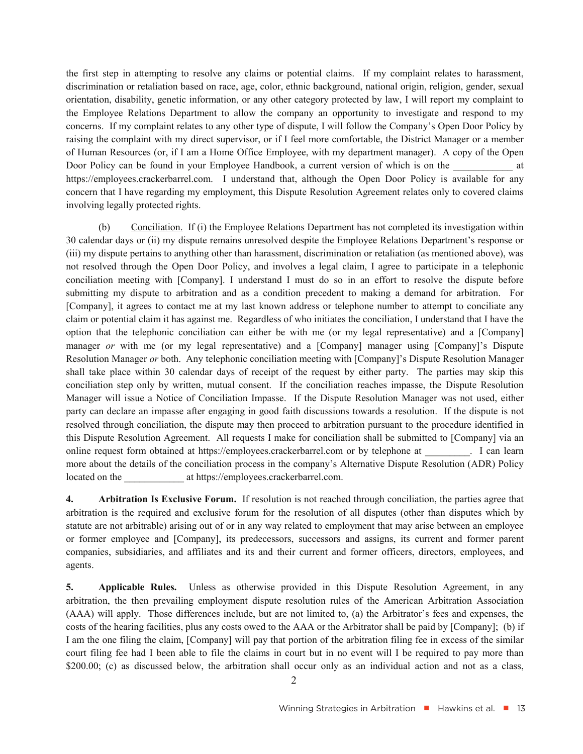the first step in attempting to resolve any claims or potential claims. If my complaint relates to harassment, discrimination or retaliation based on race, age, color, ethnic background, national origin, religion, gender, sexual orientation, disability, genetic information, or any other category protected by law, I will report my complaint to the Employee Relations Department to allow the company an opportunity to investigate and respond to my concerns. If my complaint relates to any other type of dispute, I will follow the Company's Open Door Policy by raising the complaint with my direct supervisor, or if I feel more comfortable, the District Manager or a member of Human Resources (or, if I am a Home Office Employee, with my department manager). A copy of the Open Door Policy can be found in your Employee Handbook, a current version of which is on the ____________ at https://employees.crackerbarrel.com. I understand that, although the Open Door Policy is available for any concern that I have regarding my employment, this Dispute Resolution Agreement relates only to covered claims involving legally protected rights.

(b) Conciliation. If (i) the Employee Relations Department has not completed its investigation within 30 calendar days or (ii) my dispute remains unresolved despite the Employee Relations Department's response or (iii) my dispute pertains to anything other than harassment, discrimination or retaliation (as mentioned above), was not resolved through the Open Door Policy, and involves a legal claim, I agree to participate in a telephonic conciliation meeting with [Company]. I understand I must do so in an effort to resolve the dispute before submitting my dispute to arbitration and as a condition precedent to making a demand for arbitration. For [Company], it agrees to contact me at my last known address or telephone number to attempt to conciliate any claim or potential claim it has against me. Regardless of who initiates the conciliation, I understand that I have the option that the telephonic conciliation can either be with me (or my legal representative) and a [Company] manager *or* with me (or my legal representative) and a [Company] manager using [Company]'s Dispute Resolution Manager *or* both. Any telephonic conciliation meeting with [Company]'s Dispute Resolution Manager shall take place within 30 calendar days of receipt of the request by either party. The parties may skip this conciliation step only by written, mutual consent. If the conciliation reaches impasse, the Dispute Resolution Manager will issue a Notice of Conciliation Impasse. If the Dispute Resolution Manager was not used, either party can declare an impasse after engaging in good faith discussions towards a resolution. If the dispute is not resolved through conciliation, the dispute may then proceed to arbitration pursuant to the procedure identified in this Dispute Resolution Agreement. All requests I make for conciliation shall be submitted to [Company] via an online request form obtained at https://employees.crackerbarrel.com or by telephone at _________. I can learn more about the details of the conciliation process in the company's Alternative Dispute Resolution (ADR) Policy located on the ____________ at https://employees.crackerbarrel.com.

**4. Arbitration Is Exclusive Forum.** If resolution is not reached through conciliation, the parties agree that arbitration is the required and exclusive forum for the resolution of all disputes (other than disputes which by statute are not arbitrable) arising out of or in any way related to employment that may arise between an employee or former employee and [Company], its predecessors, successors and assigns, its current and former parent companies, subsidiaries, and affiliates and its and their current and former officers, directors, employees, and agents.

**5. Applicable Rules.** Unless as otherwise provided in this Dispute Resolution Agreement, in any arbitration, the then prevailing employment dispute resolution rules of the American Arbitration Association (AAA) will apply. Those differences include, but are not limited to, (a) the Arbitrator's fees and expenses, the costs of the hearing facilities, plus any costs owed to the AAA or the Arbitrator shall be paid by [Company]; (b) if I am the one filing the claim, [Company] will pay that portion of the arbitration filing fee in excess of the similar court filing fee had I been able to file the claims in court but in no event will I be required to pay more than $200.00; (c) as discussed below, the arbitration shall occur only as an individual action and not as a class,

2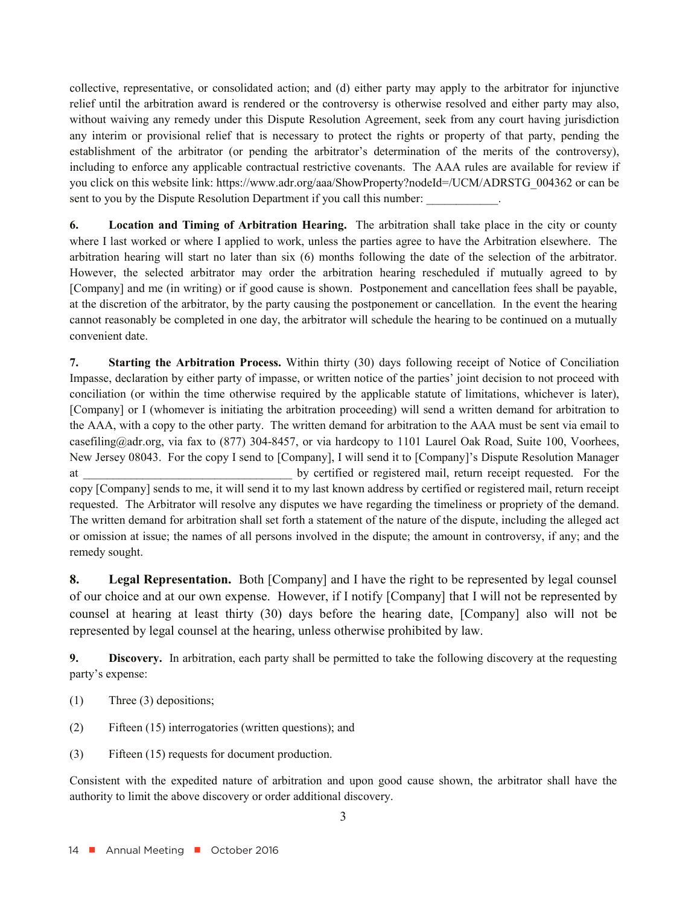collective, representative, or consolidated action; and (d) either party may apply to the arbitrator for injunctive relief until the arbitration award is rendered or the controversy is otherwise resolved and either party may also, without waiving any remedy under this Dispute Resolution Agreement, seek from any court having jurisdiction any interim or provisional relief that is necessary to protect the rights or property of that party, pending the establishment of the arbitrator (or pending the arbitrator's determination of the merits of the controversy), including to enforce any applicable contractual restrictive covenants. The AAA rules are available for review if you click on this website link: https://www.adr.org/aaa/ShowProperty?nodeId=/UCM/ADRSTG_004362 or can be sent to you by the Dispute Resolution Department if you call this number: ____________.

**6. Location and Timing of Arbitration Hearing.** The arbitration shall take place in the city or county where I last worked or where I applied to work, unless the parties agree to have the Arbitration elsewhere. The arbitration hearing will start no later than six (6) months following the date of the selection of the arbitrator. However, the selected arbitrator may order the arbitration hearing rescheduled if mutually agreed to by [Company] and me (in writing) or if good cause is shown. Postponement and cancellation fees shall be payable, at the discretion of the arbitrator, by the party causing the postponement or cancellation. In the event the hearing cannot reasonably be completed in one day, the arbitrator will schedule the hearing to be continued on a mutually convenient date.

**7. Starting the Arbitration Process.** Within thirty (30) days following receipt of Notice of Conciliation Impasse, declaration by either party of impasse, or written notice of the parties' joint decision to not proceed with conciliation (or within the time otherwise required by the applicable statute of limitations, whichever is later), [Company] or I (whomever is initiating the arbitration proceeding) will send a written demand for arbitration to the AAA, with a copy to the other party. The written demand for arbitration to the AAA must be sent via email to casefiling@adr.org, via fax to (877) 304-8457, or via hardcopy to 1101 Laurel Oak Road, Suite 100, Voorhees, New Jersey 08043. For the copy I send to [Company], I will send it to [Company]'s Dispute Resolution Manager at ___________________________________ by certified or registered mail, return receipt requested. For the copy [Company] sends to me, it will send it to my last known address by certified or registered mail, return receipt requested. The Arbitrator will resolve any disputes we have regarding the timeliness or propriety of the demand. The written demand for arbitration shall set forth a statement of the nature of the dispute, including the alleged act or omission at issue; the names of all persons involved in the dispute; the amount in controversy, if any; and the remedy sought.

**8. Legal Representation.** Both [Company] and I have the right to be represented by legal counsel of our choice and at our own expense. However, if I notify [Company] that I will not be represented by counsel at hearing at least thirty (30) days before the hearing date, [Company] also will not be represented by legal counsel at the hearing, unless otherwise prohibited by law.

**9. Discovery.** In arbitration, each party shall be permitted to take the following discovery at the requesting party's expense:

(1) Three (3) depositions;

(2) Fifteen (15) interrogatories (written questions); and

(3) Fifteen (15) requests for document production.

Consistent with the expedited nature of arbitration and upon good cause shown, the arbitrator shall have the authority to limit the above discovery or order additional discovery.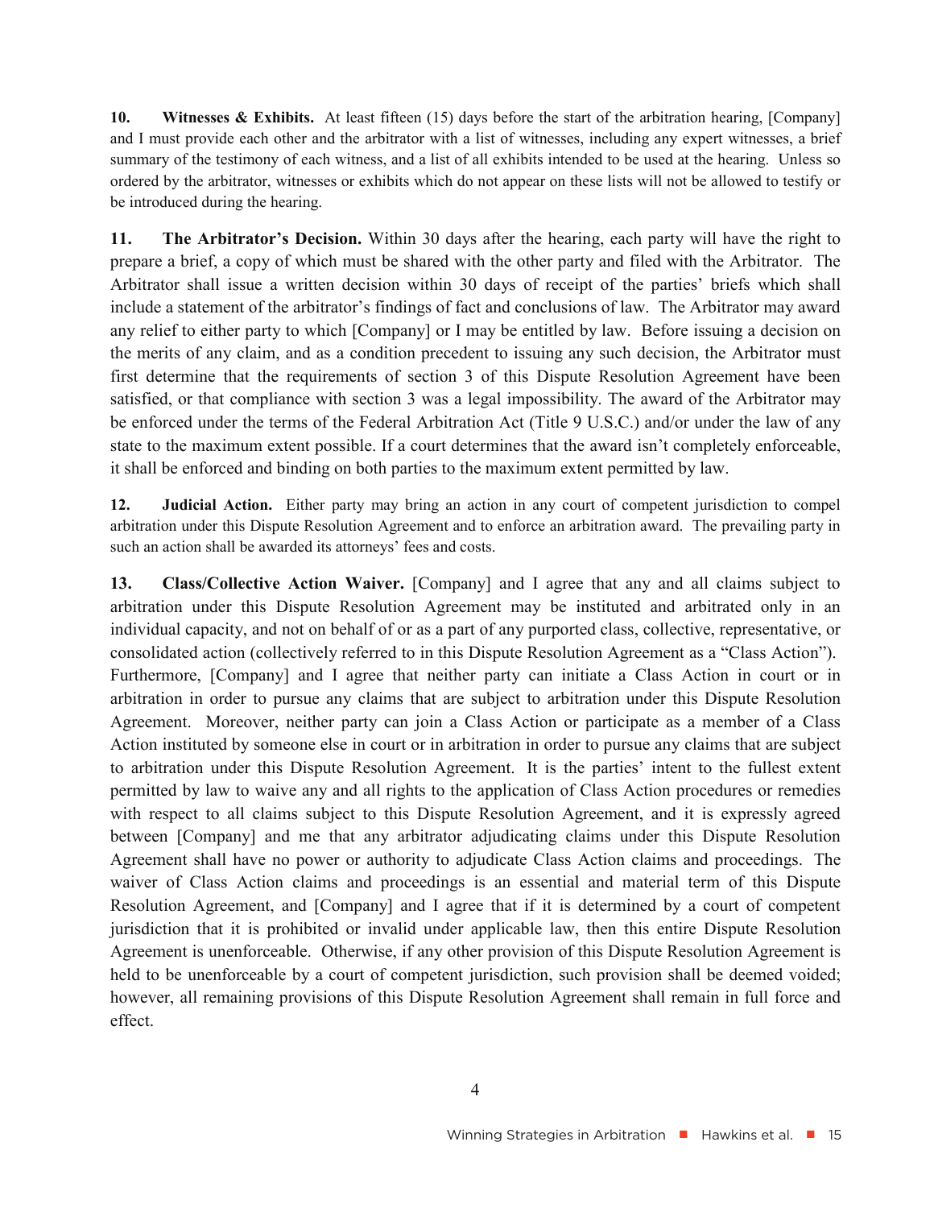**10. Witnesses & Exhibits.** At least fifteen (15) days before the start of the arbitration hearing, [Company] and I must provide each other and the arbitrator with a list of witnesses, including any expert witnesses, a brief summary of the testimony of each witness, and a list of all exhibits intended to be used at the hearing. Unless so ordered by the arbitrator, witnesses or exhibits which do not appear on these lists will not be allowed to testify or be introduced during the hearing.

**11. The Arbitrator's Decision.** Within 30 days after the hearing, each party will have the right to prepare a brief, a copy of which must be shared with the other party and filed with the Arbitrator. The Arbitrator shall issue a written decision within 30 days of receipt of the parties' briefs which shall include a statement of the arbitrator's findings of fact and conclusions of law. The Arbitrator may award any relief to either party to which [Company] or I may be entitled by law. Before issuing a decision on the merits of any claim, and as a condition precedent to issuing any such decision, the Arbitrator must first determine that the requirements of section 3 of this Dispute Resolution Agreement have been satisfied, or that compliance with section 3 was a legal impossibility. The award of the Arbitrator may be enforced under the terms of the Federal Arbitration Act (Title 9 U.S.C.) and/or under the law of any state to the maximum extent possible. If a court determines that the award isn't completely enforceable, it shall be enforced and binding on both parties to the maximum extent permitted by law.

**12. Judicial Action.** Either party may bring an action in any court of competent jurisdiction to compel arbitration under this Dispute Resolution Agreement and to enforce an arbitration award. The prevailing party in such an action shall be awarded its attorneys' fees and costs.

**13. Class/Collective Action Waiver.** [Company] and I agree that any and all claims subject to arbitration under this Dispute Resolution Agreement may be instituted and arbitrated only in an individual capacity, and not on behalf of or as a part of any purported class, collective, representative, or consolidated action (collectively referred to in this Dispute Resolution Agreement as a "Class Action"). Furthermore, [Company] and I agree that neither party can initiate a Class Action in court or in arbitration in order to pursue any claims that are subject to arbitration under this Dispute Resolution Agreement. Moreover, neither party can join a Class Action or participate as a member of a Class Action instituted by someone else in court or in arbitration in order to pursue any claims that are subject to arbitration under this Dispute Resolution Agreement. It is the parties' intent to the fullest extent permitted by law to waive any and all rights to the application of Class Action procedures or remedies with respect to all claims subject to this Dispute Resolution Agreement, and it is expressly agreed between [Company] and me that any arbitrator adjudicating claims under this Dispute Resolution Agreement shall have no power or authority to adjudicate Class Action claims and proceedings. The waiver of Class Action claims and proceedings is an essential and material term of this Dispute Resolution Agreement, and [Company] and I agree that if it is determined by a court of competent jurisdiction that it is prohibited or invalid under applicable law, then this entire Dispute Resolution Agreement is unenforceable. Otherwise, if any other provision of this Dispute Resolution Agreement is held to be unenforceable by a court of competent jurisdiction, such provision shall be deemed voided; however, all remaining provisions of this Dispute Resolution Agreement shall remain in full force and effect.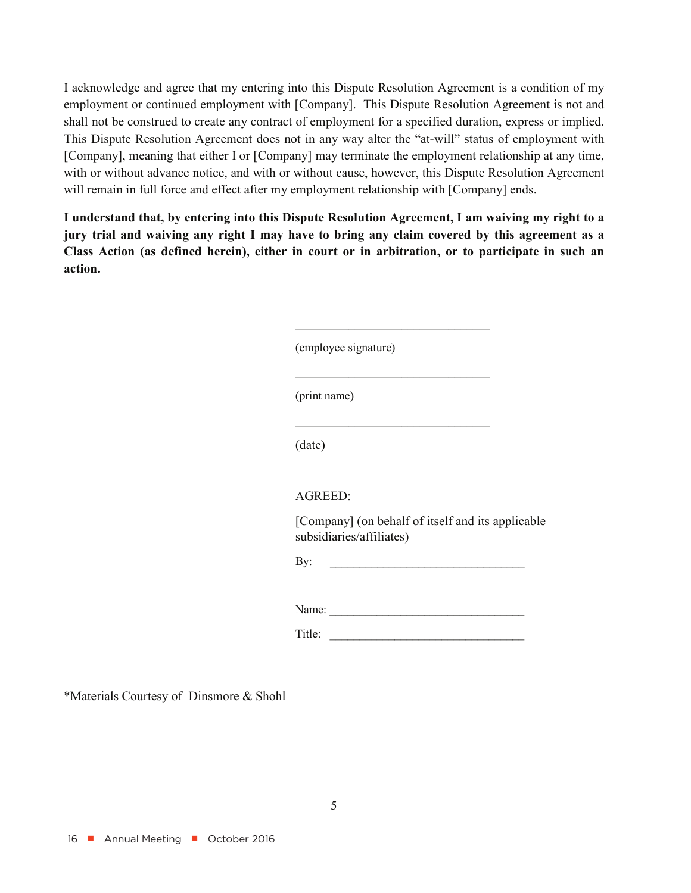I acknowledge and agree that my entering into this Dispute Resolution Agreement is a condition of my employment or continued employment with [Company]. This Dispute Resolution Agreement is not and shall not be construed to create any contract of employment for a specified duration, express or implied. This Dispute Resolution Agreement does not in any way alter the "at-will" status of employment with [Company], meaning that either I or [Company] may terminate the employment relationship at any time, with or without advance notice, and with or without cause, however, this Dispute Resolution Agreement will remain in full force and effect after my employment relationship with [Company] ends.

**I understand that, by entering into this Dispute Resolution Agreement, I am waiving my right to a jury trial and waiving any right I may have to bring any claim covered by this agreement as a Class Action (as defined herein), either in court or in arbitration, or to participate in such an action.**

\_\_\_\_\_\_\_\_\_\_\_\_\_\_\_\_\_\_\_\_\_\_\_\_\_\_\_\_\_\_\_\_

(employee signature)

\_\_\_\_\_\_\_\_\_\_\_\_\_\_\_\_\_\_\_\_\_\_\_\_\_\_\_\_\_\_\_\_

(print name)

\_\_\_\_\_\_\_\_\_\_\_\_\_\_\_\_\_\_\_\_\_\_\_\_\_\_\_\_\_\_\_\_

(date)

AGREED:

[Company] (on behalf of itself and its applicable subsidiaries/affiliates)

By: \_\_\_\_\_\_\_\_\_\_\_\_\_\_\_\_\_\_\_\_\_\_\_\_\_\_\_\_\_\_\_\_

Name: \_\_\_\_\_\_\_\_\_\_\_\_\_\_\_\_\_\_\_\_\_\_\_\_\_\_\_\_\_\_\_\_

Title: \_\_\_\_\_\_\_\_\_\_\_\_\_\_\_\_\_\_\_\_\_\_\_\_\_\_\_\_\_\_\_\_

*Materials Courtesy of Dinsmore & Shohl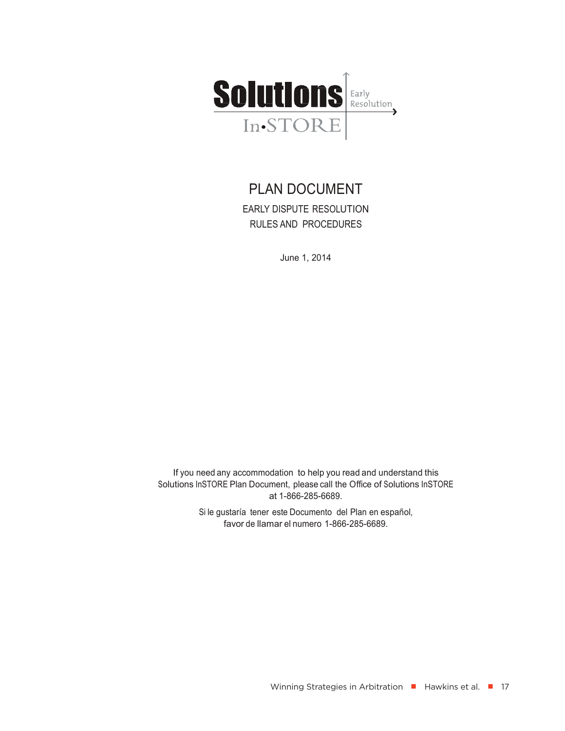Solutions In•STORE

Early Resolution

# PLAN DOCUMENT

## EARLY DISPUTE RESOLUTION RULES AND PROCEDURES

June 1, 2014

If you need any accommodation to help you read and understand this Solutions InSTORE Plan Document, please call the Office of Solutions InSTORE at 1-866-285-6689.

Si le gustaría tener este Documento del Plan en español, favor de llamar el numero 1-866-285-6689.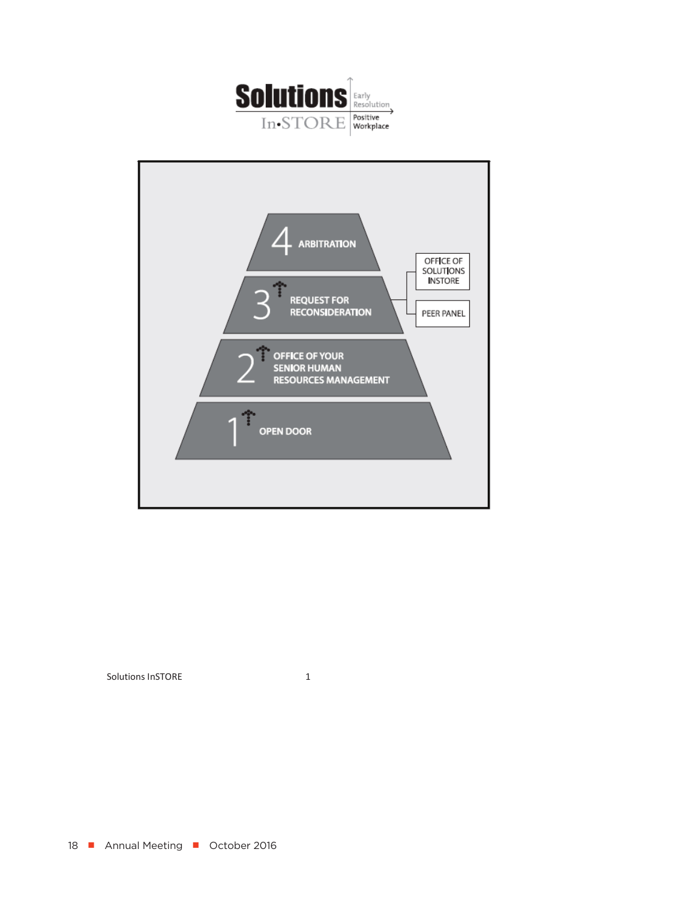**Solutions** In•STORE — Early Resolution | Positive Workplace

4. ARBITRATION
3. REQUEST FOR RECONSIDERATION
   - OFFICE OF SOLUTIONS INSTORE
   - PEER PANEL
2. OFFICE OF YOUR SENIOR HUMAN RESOURCES MANAGEMENT
1. OPEN DOOR

Solutions InSTORE 1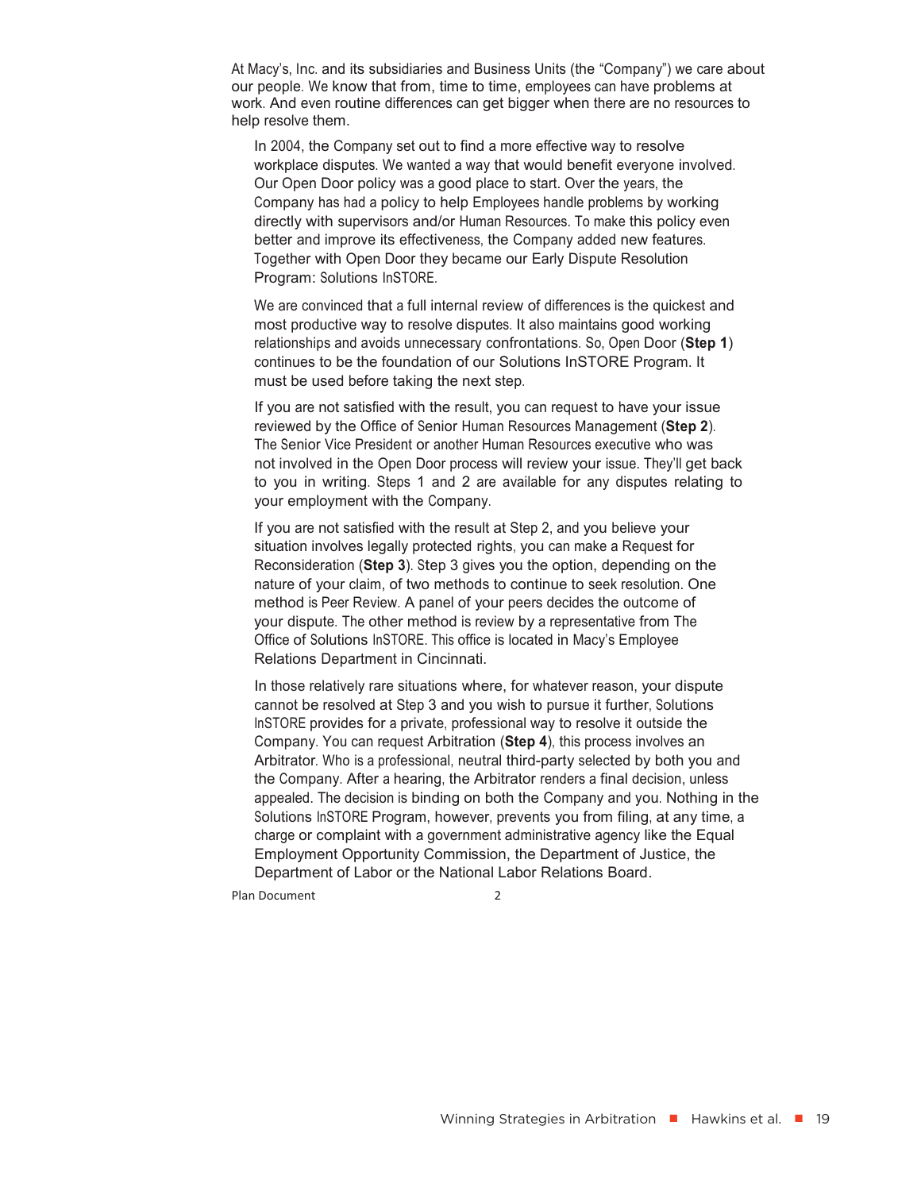At Macy's, Inc. and its subsidiaries and Business Units (the "Company") we care about our people. We know that from, time to time, employees can have problems at work. And even routine differences can get bigger when there are no resources to help resolve them.

In 2004, the Company set out to find a more effective way to resolve workplace disputes. We wanted a way that would benefit everyone involved. Our Open Door policy was a good place to start. Over the years, the Company has had a policy to help Employees handle problems by working directly with supervisors and/or Human Resources. To make this policy even better and improve its effectiveness, the Company added new features. Together with Open Door they became our Early Dispute Resolution Program: Solutions InSTORE.

We are convinced that a full internal review of differences is the quickest and most productive way to resolve disputes. It also maintains good working relationships and avoids unnecessary confrontations. So, Open Door (**Step 1**) continues to be the foundation of our Solutions InSTORE Program. It must be used before taking the next step.

If you are not satisfied with the result, you can request to have your issue reviewed by the Office of Senior Human Resources Management (**Step 2**). The Senior Vice President or another Human Resources executive who was not involved in the Open Door process will review your issue. They'll get back to you in writing. Steps 1 and 2 are available for any disputes relating to your employment with the Company.

If you are not satisfied with the result at Step 2, and you believe your situation involves legally protected rights, you can make a Request for Reconsideration (**Step 3**). Step 3 gives you the option, depending on the nature of your claim, of two methods to continue to seek resolution. One method is Peer Review. A panel of your peers decides the outcome of your dispute. The other method is review by a representative from The Office of Solutions InSTORE. This office is located in Macy's Employee Relations Department in Cincinnati.

In those relatively rare situations where, for whatever reason, your dispute cannot be resolved at Step 3 and you wish to pursue it further, Solutions InSTORE provides for a private, professional way to resolve it outside the Company. You can request Arbitration (**Step 4**), this process involves an Arbitrator. Who is a professional, neutral third-party selected by both you and the Company. After a hearing, the Arbitrator renders a final decision, unless appealed. The decision is binding on both the Company and you. Nothing in the Solutions InSTORE Program, however, prevents you from filing, at any time, a charge or complaint with a government administrative agency like the Equal Employment Opportunity Commission, the Department of Justice, the Department of Labor or the National Labor Relations Board.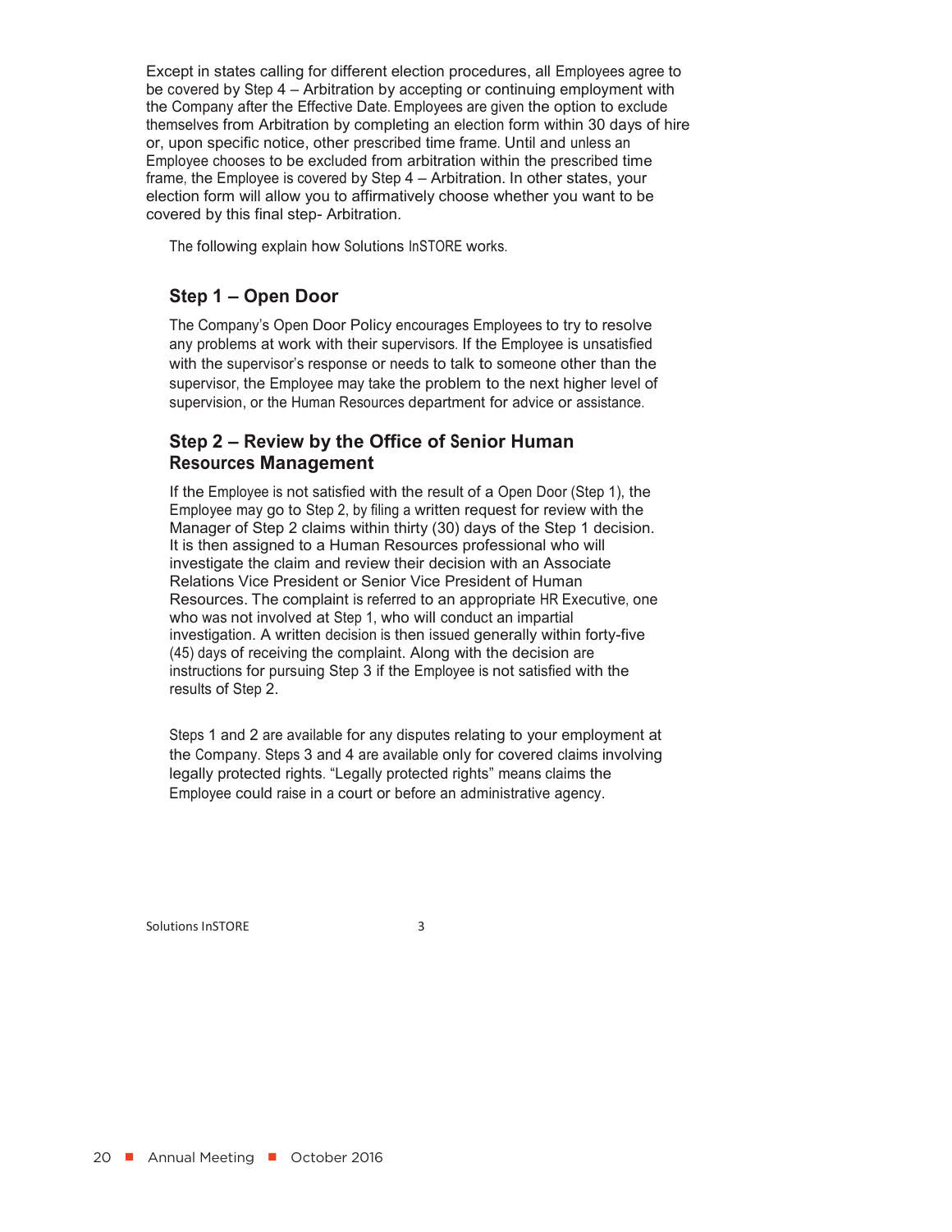Except in states calling for different election procedures, all Employees agree to be covered by Step 4 – Arbitration by accepting or continuing employment with the Company after the Effective Date. Employees are given the option to exclude themselves from Arbitration by completing an election form within 30 days of hire or, upon specific notice, other prescribed time frame. Until and unless an Employee chooses to be excluded from arbitration within the prescribed time frame, the Employee is covered by Step 4 – Arbitration. In other states, your election form will allow you to affirmatively choose whether you want to be covered by this final step- Arbitration.

The following explain how Solutions InSTORE works.

### Step 1 – Open Door

The Company's Open Door Policy encourages Employees to try to resolve any problems at work with their supervisors. If the Employee is unsatisfied with the supervisor's response or needs to talk to someone other than the supervisor, the Employee may take the problem to the next higher level of supervision, or the Human Resources department for advice or assistance.

### Step 2 – Review by the Office of Senior Human Resources Management

If the Employee is not satisfied with the result of a Open Door (Step 1), the Employee may go to Step 2, by filing a written request for review with the Manager of Step 2 claims within thirty (30) days of the Step 1 decision. It is then assigned to a Human Resources professional who will investigate the claim and review their decision with an Associate Relations Vice President or Senior Vice President of Human Resources. The complaint is referred to an appropriate HR Executive, one who was not involved at Step 1, who will conduct an impartial investigation. A written decision is then issued generally within forty-five (45) days of receiving the complaint. Along with the decision are instructions for pursuing Step 3 if the Employee is not satisfied with the results of Step 2.

Steps 1 and 2 are available for any disputes relating to your employment at the Company. Steps 3 and 4 are available only for covered claims involving legally protected rights. "Legally protected rights" means claims the Employee could raise in a court or before an administrative agency.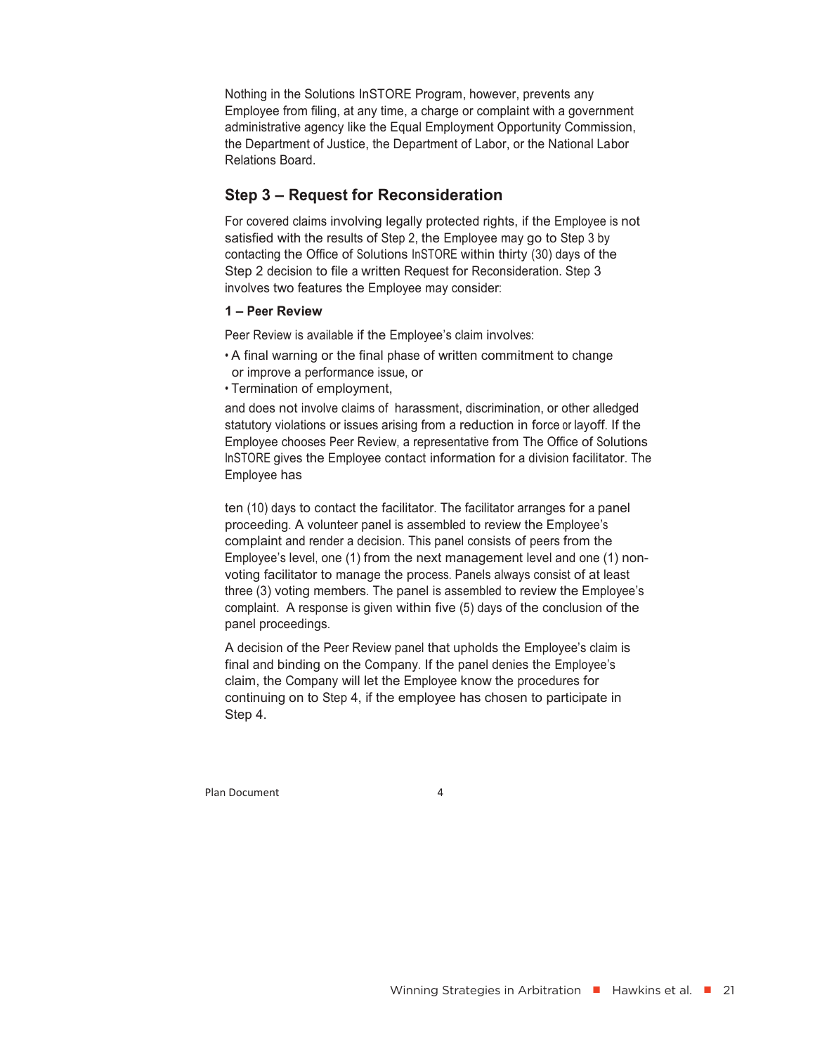Nothing in the Solutions InSTORE Program, however, prevents any Employee from filing, at any time, a charge or complaint with a government administrative agency like the Equal Employment Opportunity Commission, the Department of Justice, the Department of Labor, or the National Labor Relations Board.

## Step 3 – Request for Reconsideration

For covered claims involving legally protected rights, if the Employee is not satisfied with the results of Step 2, the Employee may go to Step 3 by contacting the Office of Solutions InSTORE within thirty (30) days of the Step 2 decision to file a written Request for Reconsideration. Step 3 involves two features the Employee may consider:

**1 – Peer Review**

Peer Review is available if the Employee's claim involves:

- A final warning or the final phase of written commitment to change or improve a performance issue, or
- Termination of employment,

and does not involve claims of harassment, discrimination, or other alledged statutory violations or issues arising from a reduction in force or layoff. If the Employee chooses Peer Review, a representative from The Office of Solutions InSTORE gives the Employee contact information for a division facilitator. The Employee has

ten (10) days to contact the facilitator. The facilitator arranges for a panel proceeding. A volunteer panel is assembled to review the Employee's complaint and render a decision. This panel consists of peers from the Employee's level, one (1) from the next management level and one (1) non-voting facilitator to manage the process. Panels always consist of at least three (3) voting members. The panel is assembled to review the Employee's complaint. A response is given within five (5) days of the conclusion of the panel proceedings.

A decision of the Peer Review panel that upholds the Employee's claim is final and binding on the Company. If the panel denies the Employee's claim, the Company will let the Employee know the procedures for continuing on to Step 4, if the employee has chosen to participate in Step 4.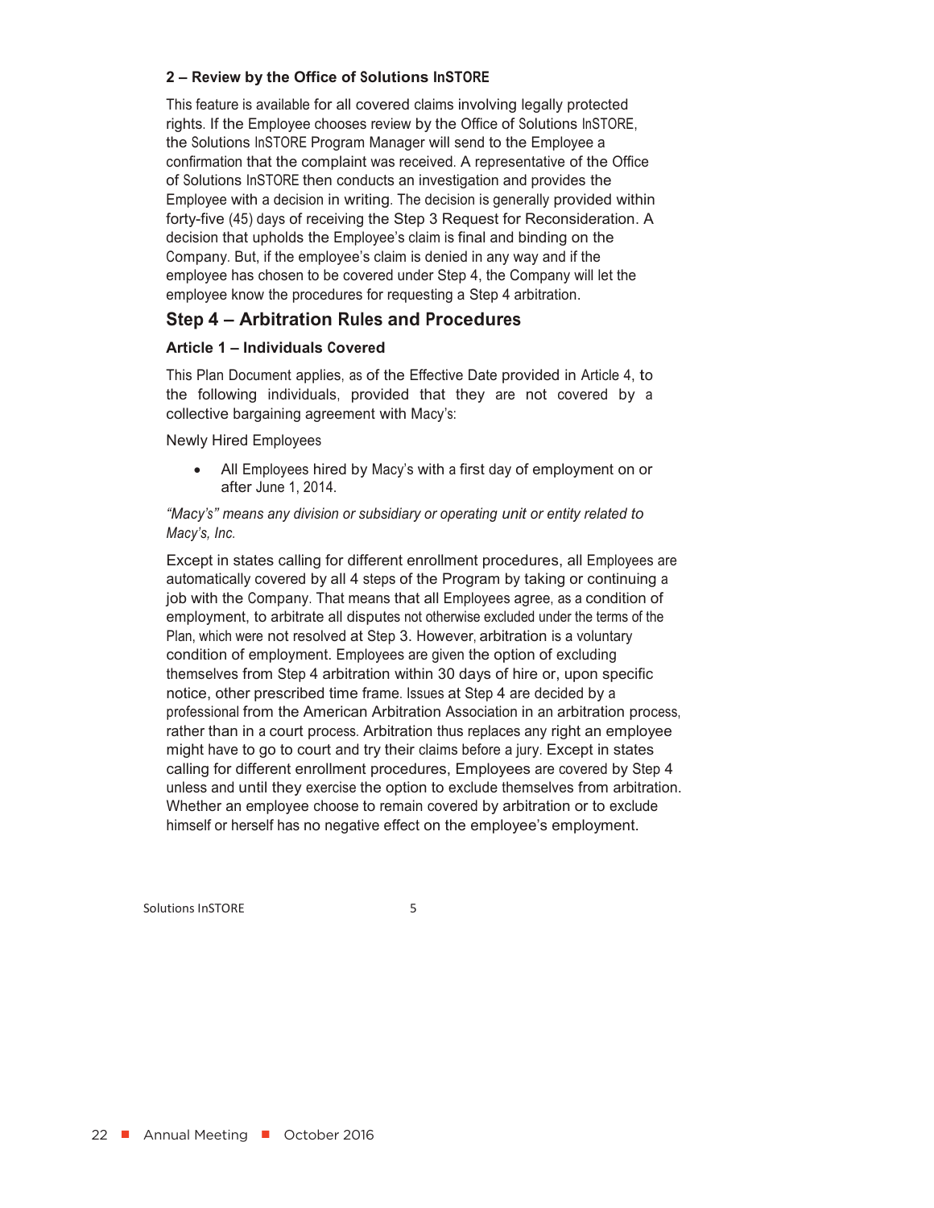#### 2 – Review by the Office of Solutions InSTORE

This feature is available for all covered claims involving legally protected rights. If the Employee chooses review by the Office of Solutions InSTORE, the Solutions InSTORE Program Manager will send to the Employee a confirmation that the complaint was received. A representative of the Office of Solutions InSTORE then conducts an investigation and provides the Employee with a decision in writing. The decision is generally provided within forty-five (45) days of receiving the Step 3 Request for Reconsideration. A decision that upholds the Employee's claim is final and binding on the Company. But, if the employee's claim is denied in any way and if the employee has chosen to be covered under Step 4, the Company will let the employee know the procedures for requesting a Step 4 arbitration.

## Step 4 – Arbitration Rules and Procedures

### Article 1 – Individuals Covered

This Plan Document applies, as of the Effective Date provided in Article 4, to the following individuals, provided that they are not covered by a collective bargaining agreement with Macy's:

Newly Hired Employees

- All Employees hired by Macy's with a first day of employment on or after June 1, 2014.

*"Macy's" means any division or subsidiary or operating unit or entity related to Macy's, Inc.*

Except in states calling for different enrollment procedures, all Employees are automatically covered by all 4 steps of the Program by taking or continuing a job with the Company. That means that all Employees agree, as a condition of employment, to arbitrate all disputes not otherwise excluded under the terms of the Plan, which were not resolved at Step 3. However, arbitration is a voluntary condition of employment. Employees are given the option of excluding themselves from Step 4 arbitration within 30 days of hire or, upon specific notice, other prescribed time frame. Issues at Step 4 are decided by a professional from the American Arbitration Association in an arbitration process, rather than in a court process. Arbitration thus replaces any right an employee might have to go to court and try their claims before a jury. Except in states calling for different enrollment procedures, Employees are covered by Step 4 unless and until they exercise the option to exclude themselves from arbitration. Whether an employee choose to remain covered by arbitration or to exclude himself or herself has no negative effect on the employee's employment.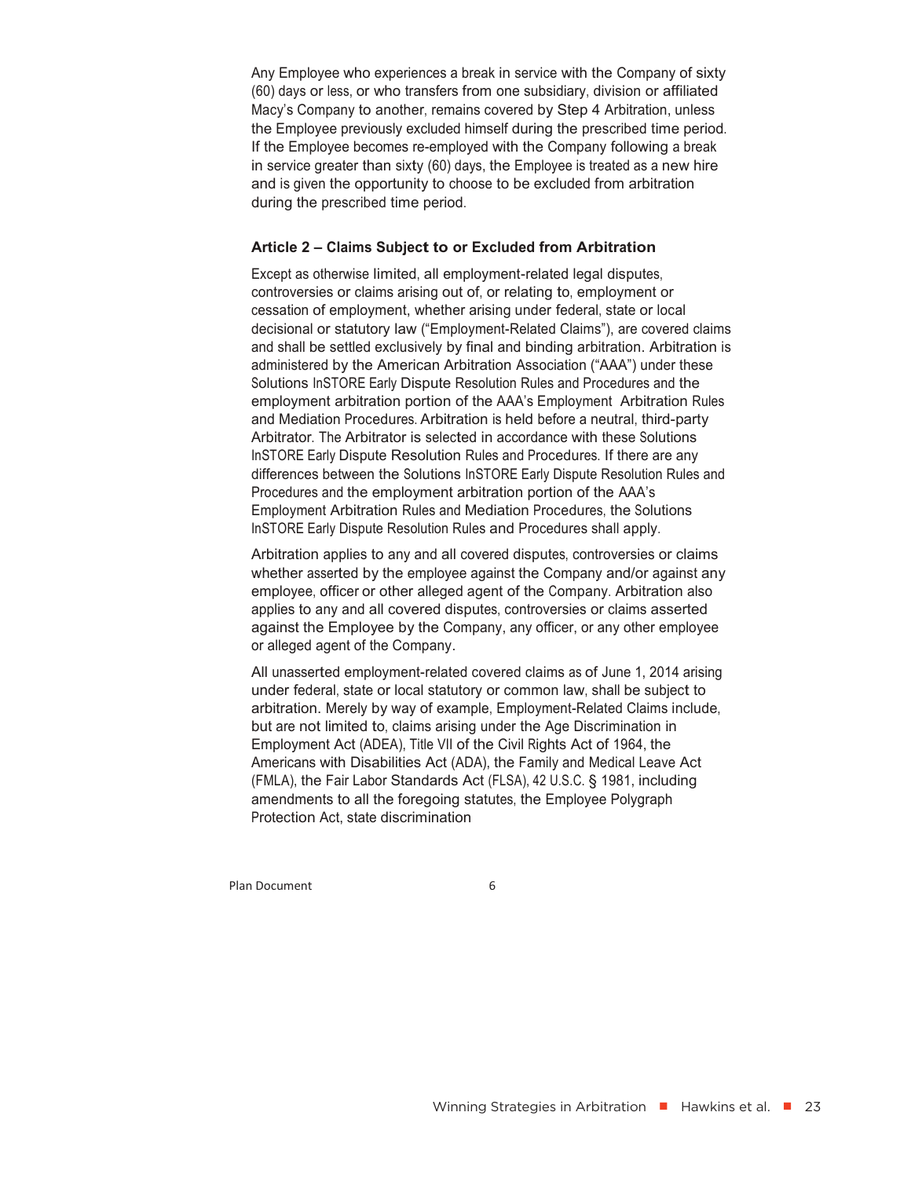Any Employee who experiences a break in service with the Company of sixty (60) days or less, or who transfers from one subsidiary, division or affiliated Macy's Company to another, remains covered by Step 4 Arbitration, unless the Employee previously excluded himself during the prescribed time period. If the Employee becomes re-employed with the Company following a break in service greater than sixty (60) days, the Employee is treated as a new hire and is given the opportunity to choose to be excluded from arbitration during the prescribed time period.

**Article 2 – Claims Subject to or Excluded from Arbitration**

Except as otherwise limited, all employment-related legal disputes, controversies or claims arising out of, or relating to, employment or cessation of employment, whether arising under federal, state or local decisional or statutory law ("Employment-Related Claims"), are covered claims and shall be settled exclusively by final and binding arbitration. Arbitration is administered by the American Arbitration Association ("AAA") under these Solutions InSTORE Early Dispute Resolution Rules and Procedures and the employment arbitration portion of the AAA's Employment Arbitration Rules and Mediation Procedures. Arbitration is held before a neutral, third-party Arbitrator. The Arbitrator is selected in accordance with these Solutions InSTORE Early Dispute Resolution Rules and Procedures. If there are any differences between the Solutions InSTORE Early Dispute Resolution Rules and Procedures and the employment arbitration portion of the AAA's Employment Arbitration Rules and Mediation Procedures, the Solutions InSTORE Early Dispute Resolution Rules and Procedures shall apply.

Arbitration applies to any and all covered disputes, controversies or claims whether asserted by the employee against the Company and/or against any employee, officer or other alleged agent of the Company. Arbitration also applies to any and all covered disputes, controversies or claims asserted against the Employee by the Company, any officer, or any other employee or alleged agent of the Company.

All unasserted employment-related covered claims as of June 1, 2014 arising under federal, state or local statutory or common law, shall be subject to arbitration. Merely by way of example, Employment-Related Claims include, but are not limited to, claims arising under the Age Discrimination in Employment Act (ADEA), Title VII of the Civil Rights Act of 1964, the Americans with Disabilities Act (ADA), the Family and Medical Leave Act (FMLA), the Fair Labor Standards Act (FLSA), 42 U.S.C. § 1981, including amendments to all the foregoing statutes, the Employee Polygraph Protection Act, state discrimination

Plan Document 6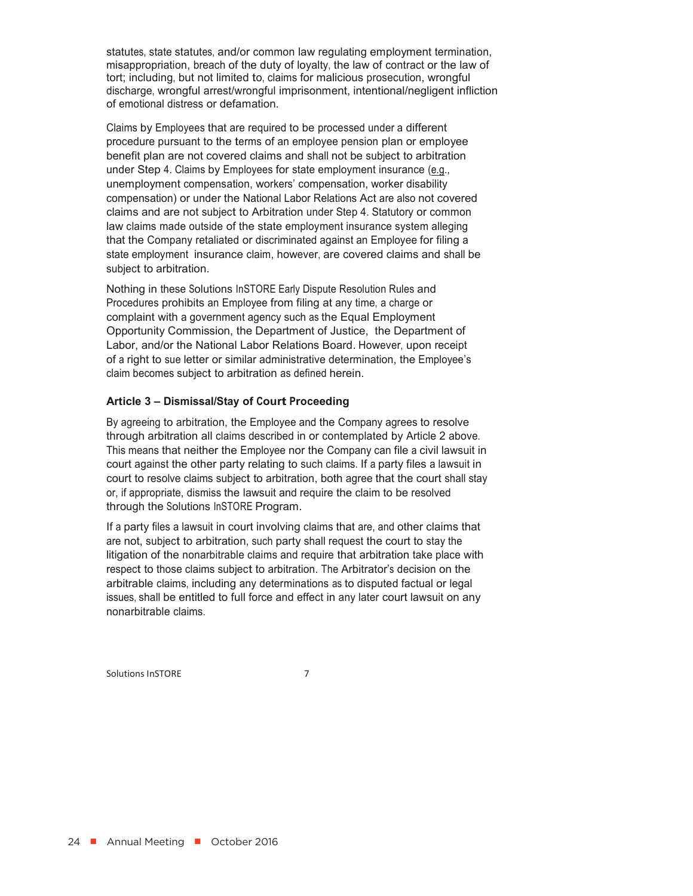statutes, state statutes, and/or common law regulating employment termination, misappropriation, breach of the duty of loyalty, the law of contract or the law of tort; including, but not limited to, claims for malicious prosecution, wrongful discharge, wrongful arrest/wrongful imprisonment, intentional/negligent infliction of emotional distress or defamation.

Claims by Employees that are required to be processed under a different procedure pursuant to the terms of an employee pension plan or employee benefit plan are not covered claims and shall not be subject to arbitration under Step 4. Claims by Employees for state employment insurance (e.g., unemployment compensation, workers' compensation, worker disability compensation) or under the National Labor Relations Act are also not covered claims and are not subject to Arbitration under Step 4. Statutory or common law claims made outside of the state employment insurance system alleging that the Company retaliated or discriminated against an Employee for filing a state employment insurance claim, however, are covered claims and shall be subject to arbitration.

Nothing in these Solutions InSTORE Early Dispute Resolution Rules and Procedures prohibits an Employee from filing at any time, a charge or complaint with a government agency such as the Equal Employment Opportunity Commission, the Department of Justice, the Department of Labor, and/or the National Labor Relations Board. However, upon receipt of a right to sue letter or similar administrative determination, the Employee's claim becomes subject to arbitration as defined herein.

**Article 3 – Dismissal/Stay of Court Proceeding**

By agreeing to arbitration, the Employee and the Company agrees to resolve through arbitration all claims described in or contemplated by Article 2 above. This means that neither the Employee nor the Company can file a civil lawsuit in court against the other party relating to such claims. If a party files a lawsuit in court to resolve claims subject to arbitration, both agree that the court shall stay or, if appropriate, dismiss the lawsuit and require the claim to be resolved through the Solutions InSTORE Program.

If a party files a lawsuit in court involving claims that are, and other claims that are not, subject to arbitration, such party shall request the court to stay the litigation of the nonarbitrable claims and require that arbitration take place with respect to those claims subject to arbitration. The Arbitrator's decision on the arbitrable claims, including any determinations as to disputed factual or legal issues, shall be entitled to full force and effect in any later court lawsuit on any nonarbitrable claims.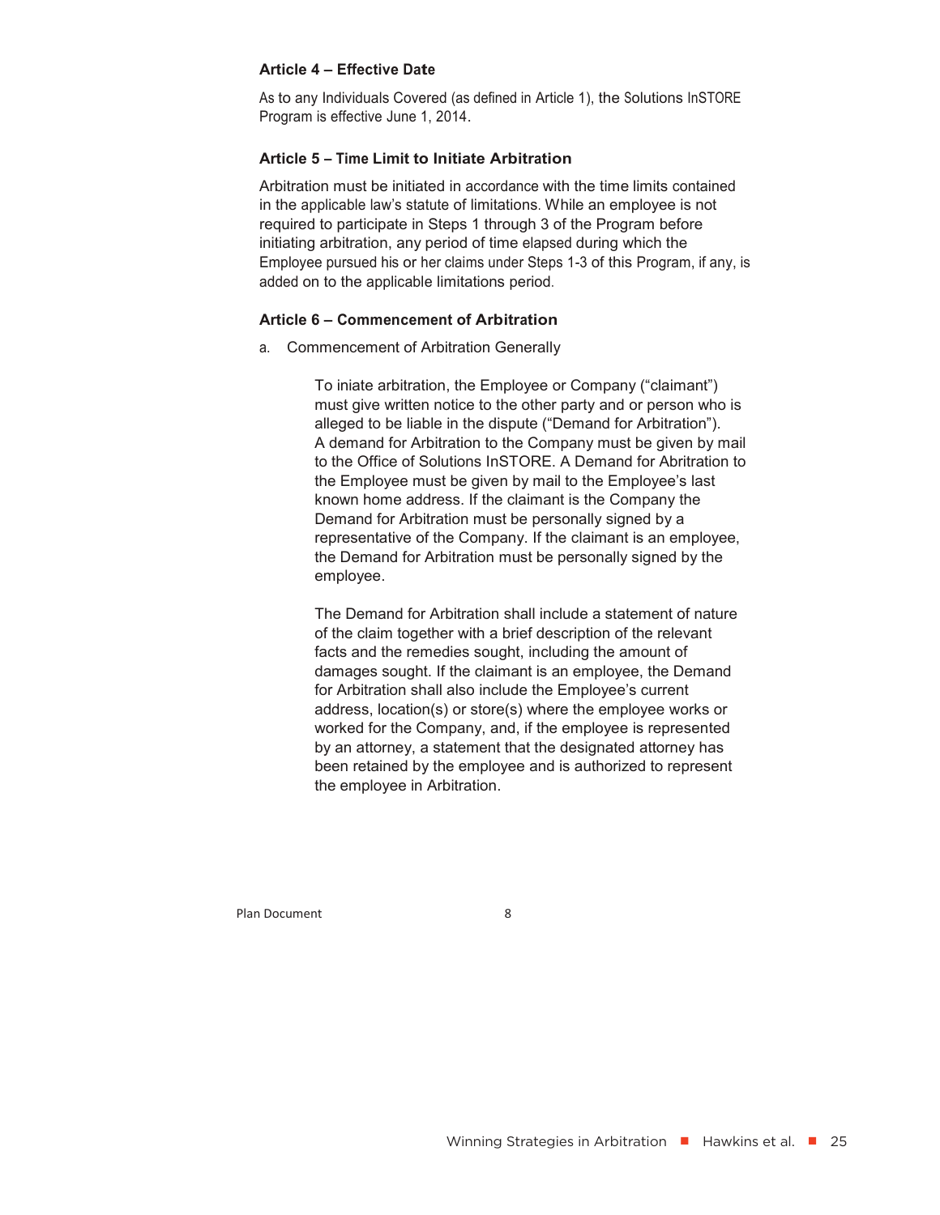**Article 4 – Effective Date**

As to any Individuals Covered (as defined in Article 1), the Solutions InSTORE Program is effective June 1, 2014.

**Article 5 – Time Limit to Initiate Arbitration**

Arbitration must be initiated in accordance with the time limits contained in the applicable law's statute of limitations. While an employee is not required to participate in Steps 1 through 3 of the Program before initiating arbitration, any period of time elapsed during which the Employee pursued his or her claims under Steps 1-3 of this Program, if any, is added on to the applicable limitations period.

**Article 6 – Commencement of Arbitration**

a. Commencement of Arbitration Generally

To iniate arbitration, the Employee or Company ("claimant") must give written notice to the other party and or person who is alleged to be liable in the dispute ("Demand for Arbitration"). A demand for Arbitration to the Company must be given by mail to the Office of Solutions InSTORE. A Demand for Abritration to the Employee must be given by mail to the Employee's last known home address. If the claimant is the Company the Demand for Arbitration must be personally signed by a representative of the Company. If the claimant is an employee, the Demand for Arbitration must be personally signed by the employee.

The Demand for Arbitration shall include a statement of nature of the claim together with a brief description of the relevant facts and the remedies sought, including the amount of damages sought. If the claimant is an employee, the Demand for Arbitration shall also include the Employee's current address, location(s) or store(s) where the employee works or worked for the Company, and, if the employee is represented by an attorney, a statement that the designated attorney has been retained by the employee and is authorized to represent the employee in Arbitration.

Plan Document 8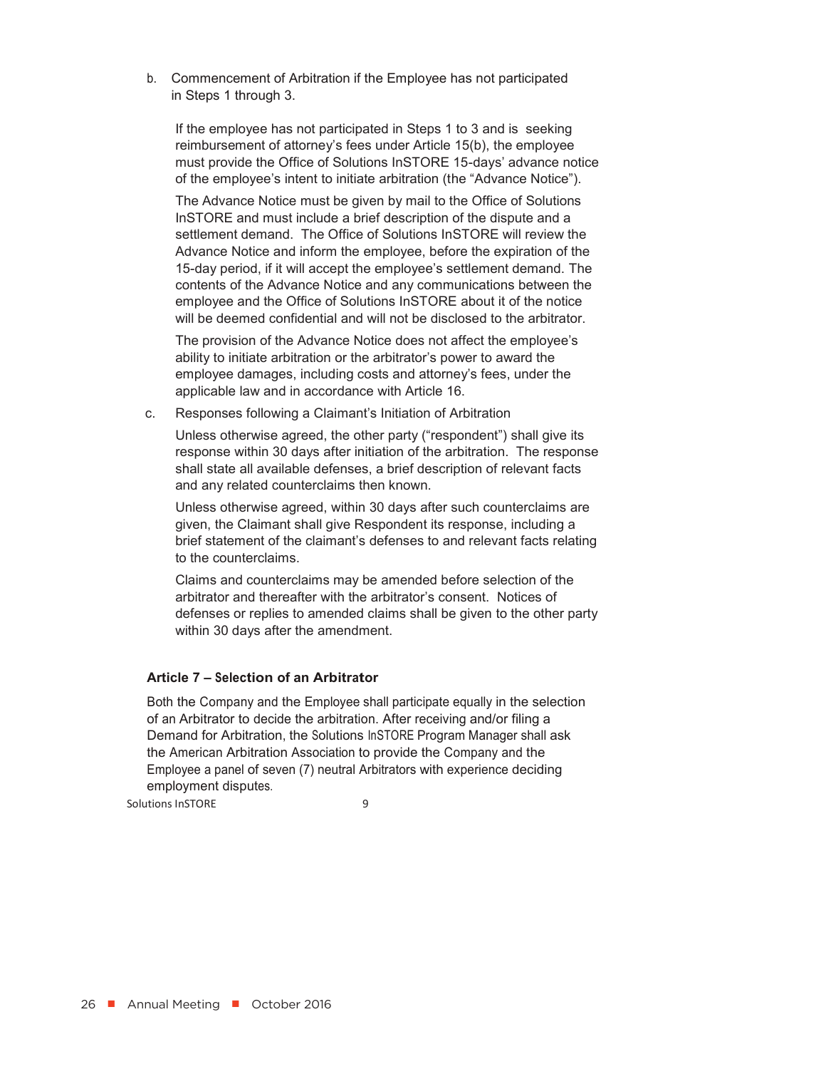b. Commencement of Arbitration if the Employee has not participated in Steps 1 through 3.

If the employee has not participated in Steps 1 to 3 and is seeking reimbursement of attorney's fees under Article 15(b), the employee must provide the Office of Solutions InSTORE 15-days' advance notice of the employee's intent to initiate arbitration (the "Advance Notice").

The Advance Notice must be given by mail to the Office of Solutions InSTORE and must include a brief description of the dispute and a settlement demand. The Office of Solutions InSTORE will review the Advance Notice and inform the employee, before the expiration of the 15-day period, if it will accept the employee's settlement demand. The contents of the Advance Notice and any communications between the employee and the Office of Solutions InSTORE about it of the notice will be deemed confidential and will not be disclosed to the arbitrator.

The provision of the Advance Notice does not affect the employee's ability to initiate arbitration or the arbitrator's power to award the employee damages, including costs and attorney's fees, under the applicable law and in accordance with Article 16.

c. Responses following a Claimant's Initiation of Arbitration

Unless otherwise agreed, the other party ("respondent") shall give its response within 30 days after initiation of the arbitration. The response shall state all available defenses, a brief description of relevant facts and any related counterclaims then known.

Unless otherwise agreed, within 30 days after such counterclaims are given, the Claimant shall give Respondent its response, including a brief statement of the claimant's defenses to and relevant facts relating to the counterclaims.

Claims and counterclaims may be amended before selection of the arbitrator and thereafter with the arbitrator's consent. Notices of defenses or replies to amended claims shall be given to the other party within 30 days after the amendment.

### Article 7 – Selection of an Arbitrator

Both the Company and the Employee shall participate equally in the selection of an Arbitrator to decide the arbitration. After receiving and/or filing a Demand for Arbitration, the Solutions InSTORE Program Manager shall ask the American Arbitration Association to provide the Company and the Employee a panel of seven (7) neutral Arbitrators with experience deciding employment disputes.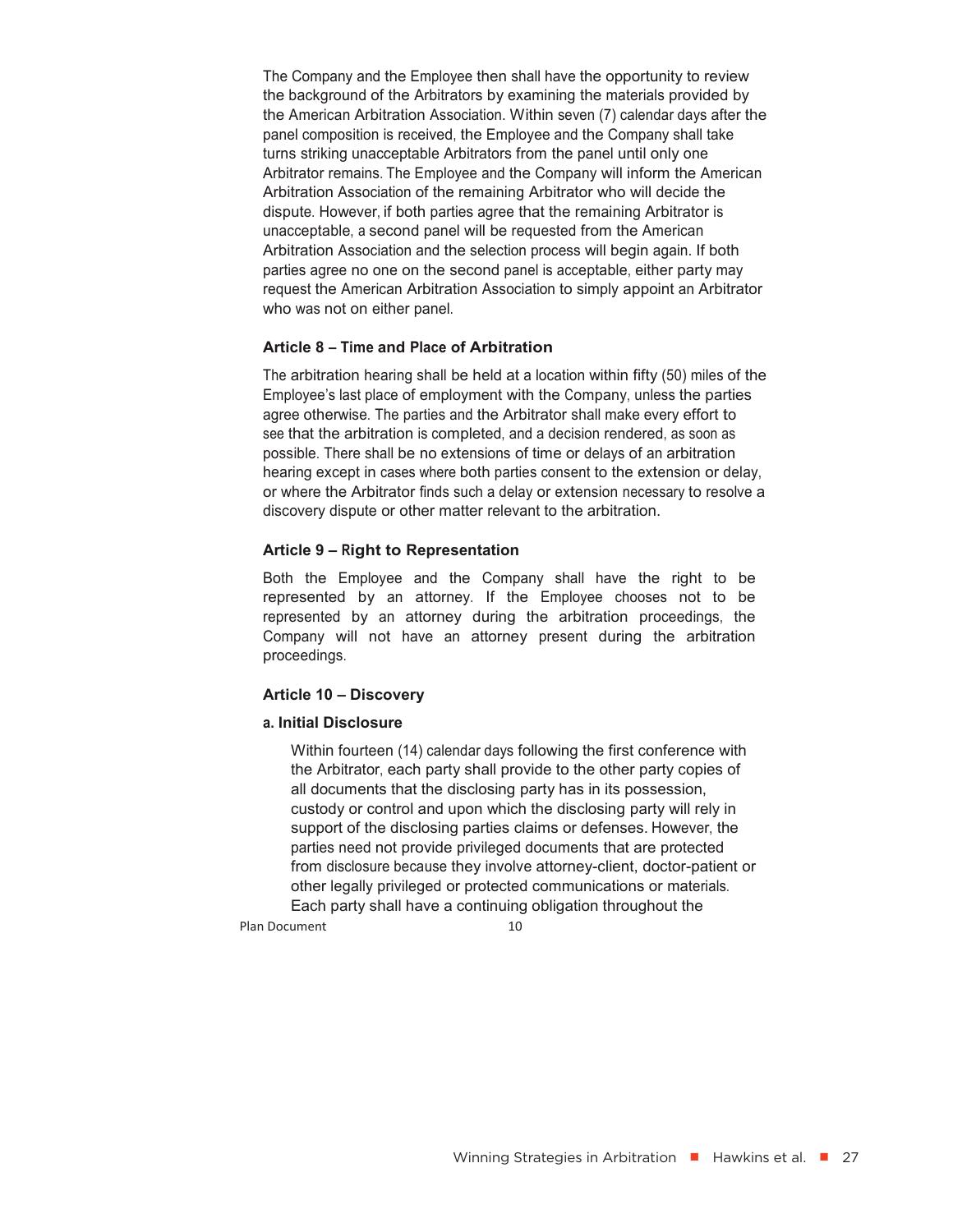The Company and the Employee then shall have the opportunity to review the background of the Arbitrators by examining the materials provided by the American Arbitration Association. Within seven (7) calendar days after the panel composition is received, the Employee and the Company shall take turns striking unacceptable Arbitrators from the panel until only one Arbitrator remains. The Employee and the Company will inform the American Arbitration Association of the remaining Arbitrator who will decide the dispute. However, if both parties agree that the remaining Arbitrator is unacceptable, a second panel will be requested from the American Arbitration Association and the selection process will begin again. If both parties agree no one on the second panel is acceptable, either party may request the American Arbitration Association to simply appoint an Arbitrator who was not on either panel.

**Article 8 – Time and Place of Arbitration**

The arbitration hearing shall be held at a location within fifty (50) miles of the Employee's last place of employment with the Company, unless the parties agree otherwise. The parties and the Arbitrator shall make every effort to see that the arbitration is completed, and a decision rendered, as soon as possible. There shall be no extensions of time or delays of an arbitration hearing except in cases where both parties consent to the extension or delay, or where the Arbitrator finds such a delay or extension necessary to resolve a discovery dispute or other matter relevant to the arbitration.

**Article 9 – Right to Representation**

Both the Employee and the Company shall have the right to be represented by an attorney. If the Employee chooses not to be represented by an attorney during the arbitration proceedings, the Company will not have an attorney present during the arbitration proceedings.

**Article 10 – Discovery**

**a. Initial Disclosure**

Within fourteen (14) calendar days following the first conference with the Arbitrator, each party shall provide to the other party copies of all documents that the disclosing party has in its possession, custody or control and upon which the disclosing party will rely in support of the disclosing parties claims or defenses. However, the parties need not provide privileged documents that are protected from disclosure because they involve attorney-client, doctor-patient or other legally privileged or protected communications or materials. Each party shall have a continuing obligation throughout the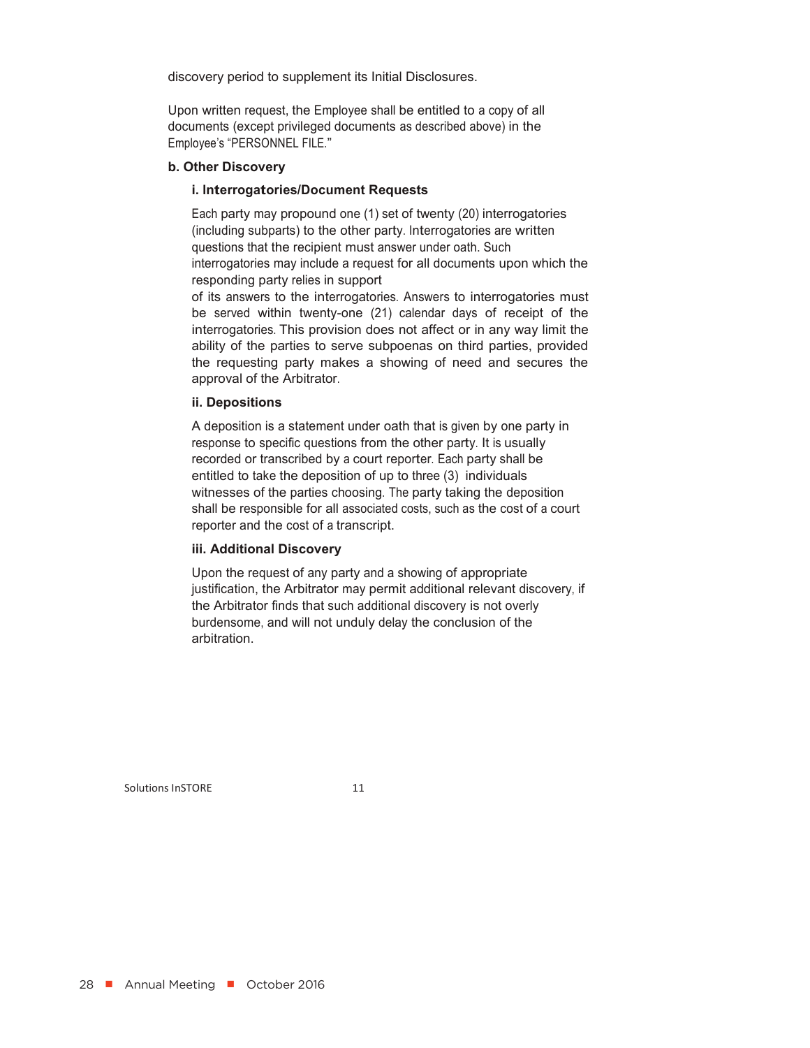discovery period to supplement its Initial Disclosures.

Upon written request, the Employee shall be entitled to a copy of all documents (except privileged documents as described above) in the Employee's "PERSONNEL FILE."

**b. Other Discovery**

**i. Interrogatories/Document Requests**

Each party may propound one (1) set of twenty (20) interrogatories (including subparts) to the other party. Interrogatories are written questions that the recipient must answer under oath. Such interrogatories may include a request for all documents upon which the responding party relies in support of its answers to the interrogatories. Answers to interrogatories must be served within twenty-one (21) calendar days of receipt of the interrogatories. This provision does not affect or in any way limit the ability of the parties to serve subpoenas on third parties, provided the requesting party makes a showing of need and secures the approval of the Arbitrator.

**ii. Depositions**

A deposition is a statement under oath that is given by one party in response to specific questions from the other party. It is usually recorded or transcribed by a court reporter. Each party shall be entitled to take the deposition of up to three (3) individuals witnesses of the parties choosing. The party taking the deposition shall be responsible for all associated costs, such as the cost of a court reporter and the cost of a transcript.

**iii. Additional Discovery**

Upon the request of any party and a showing of appropriate justification, the Arbitrator may permit additional relevant discovery, if the Arbitrator finds that such additional discovery is not overly burdensome, and will not unduly delay the conclusion of the arbitration.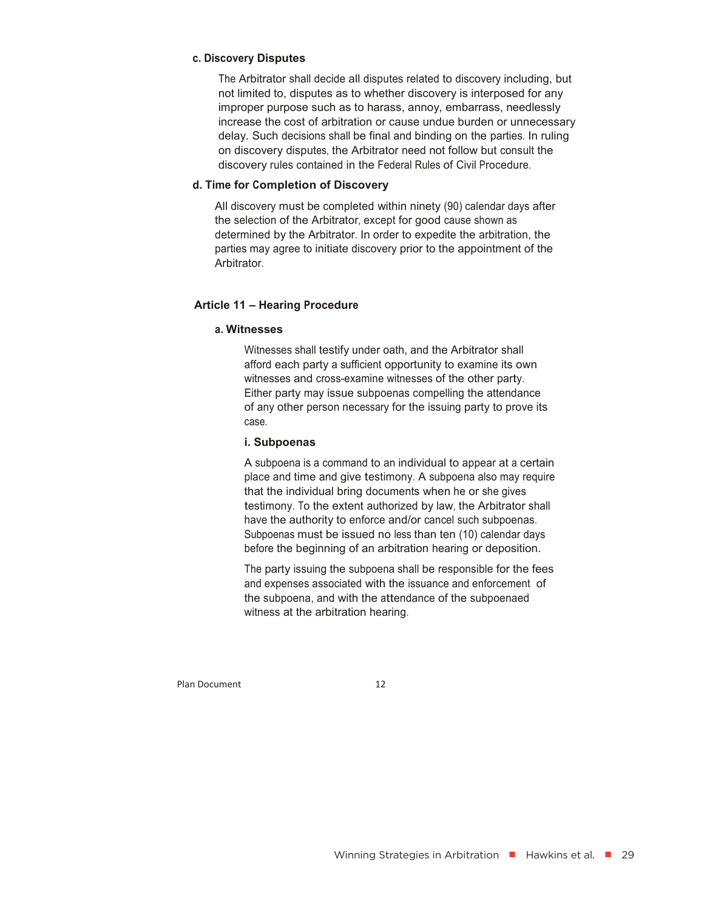#### c. Discovery Disputes

The Arbitrator shall decide all disputes related to discovery including, but not limited to, disputes as to whether discovery is interposed for any improper purpose such as to harass, annoy, embarrass, needlessly increase the cost of arbitration or cause undue burden or unnecessary delay. Such decisions shall be final and binding on the parties. In ruling on discovery disputes, the Arbitrator need not follow but consult the discovery rules contained in the Federal Rules of Civil Procedure.

#### d. Time for Completion of Discovery

All discovery must be completed within ninety (90) calendar days after the selection of the Arbitrator, except for good cause shown as determined by the Arbitrator. In order to expedite the arbitration, the parties may agree to initiate discovery prior to the appointment of the Arbitrator.

### Article 11 – Hearing Procedure

#### a. Witnesses

Witnesses shall testify under oath, and the Arbitrator shall afford each party a sufficient opportunity to examine its own witnesses and cross-examine witnesses of the other party. Either party may issue subpoenas compelling the attendance of any other person necessary for the issuing party to prove its case.

##### i. Subpoenas

A subpoena is a command to an individual to appear at a certain place and time and give testimony. A subpoena also may require that the individual bring documents when he or she gives testimony. To the extent authorized by law, the Arbitrator shall have the authority to enforce and/or cancel such subpoenas. Subpoenas must be issued no less than ten (10) calendar days before the beginning of an arbitration hearing or deposition.

The party issuing the subpoena shall be responsible for the fees and expenses associated with the issuance and enforcement of the subpoena, and with the attendance of the subpoenaed witness at the arbitration hearing.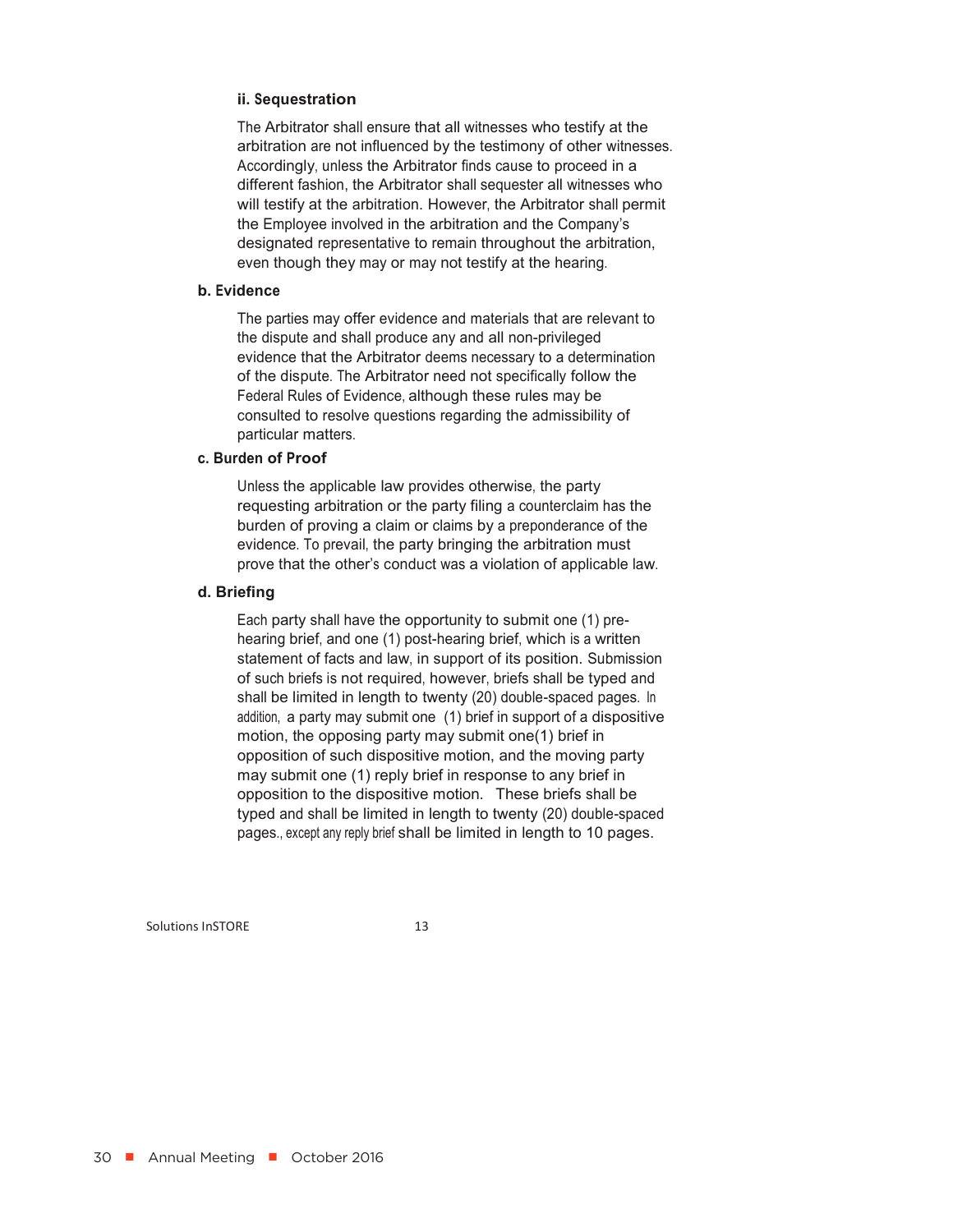#### ii. Sequestration

The Arbitrator shall ensure that all witnesses who testify at the arbitration are not influenced by the testimony of other witnesses. Accordingly, unless the Arbitrator finds cause to proceed in a different fashion, the Arbitrator shall sequester all witnesses who will testify at the arbitration. However, the Arbitrator shall permit the Employee involved in the arbitration and the Company's designated representative to remain throughout the arbitration, even though they may or may not testify at the hearing.

### b. Evidence

The parties may offer evidence and materials that are relevant to the dispute and shall produce any and all non-privileged evidence that the Arbitrator deems necessary to a determination of the dispute. The Arbitrator need not specifically follow the Federal Rules of Evidence, although these rules may be consulted to resolve questions regarding the admissibility of particular matters.

### c. Burden of Proof

Unless the applicable law provides otherwise, the party requesting arbitration or the party filing a counterclaim has the burden of proving a claim or claims by a preponderance of the evidence. To prevail, the party bringing the arbitration must prove that the other's conduct was a violation of applicable law.

### d. Briefing

Each party shall have the opportunity to submit one (1) pre-hearing brief, and one (1) post-hearing brief, which is a written statement of facts and law, in support of its position. Submission of such briefs is not required, however, briefs shall be typed and shall be limited in length to twenty (20) double-spaced pages. In addition, a party may submit one (1) brief in support of a dispositive motion, the opposing party may submit one(1) brief in opposition of such dispositive motion, and the moving party may submit one (1) reply brief in response to any brief in opposition to the dispositive motion. These briefs shall be typed and shall be limited in length to twenty (20) double-spaced pages., except any reply brief shall be limited in length to 10 pages.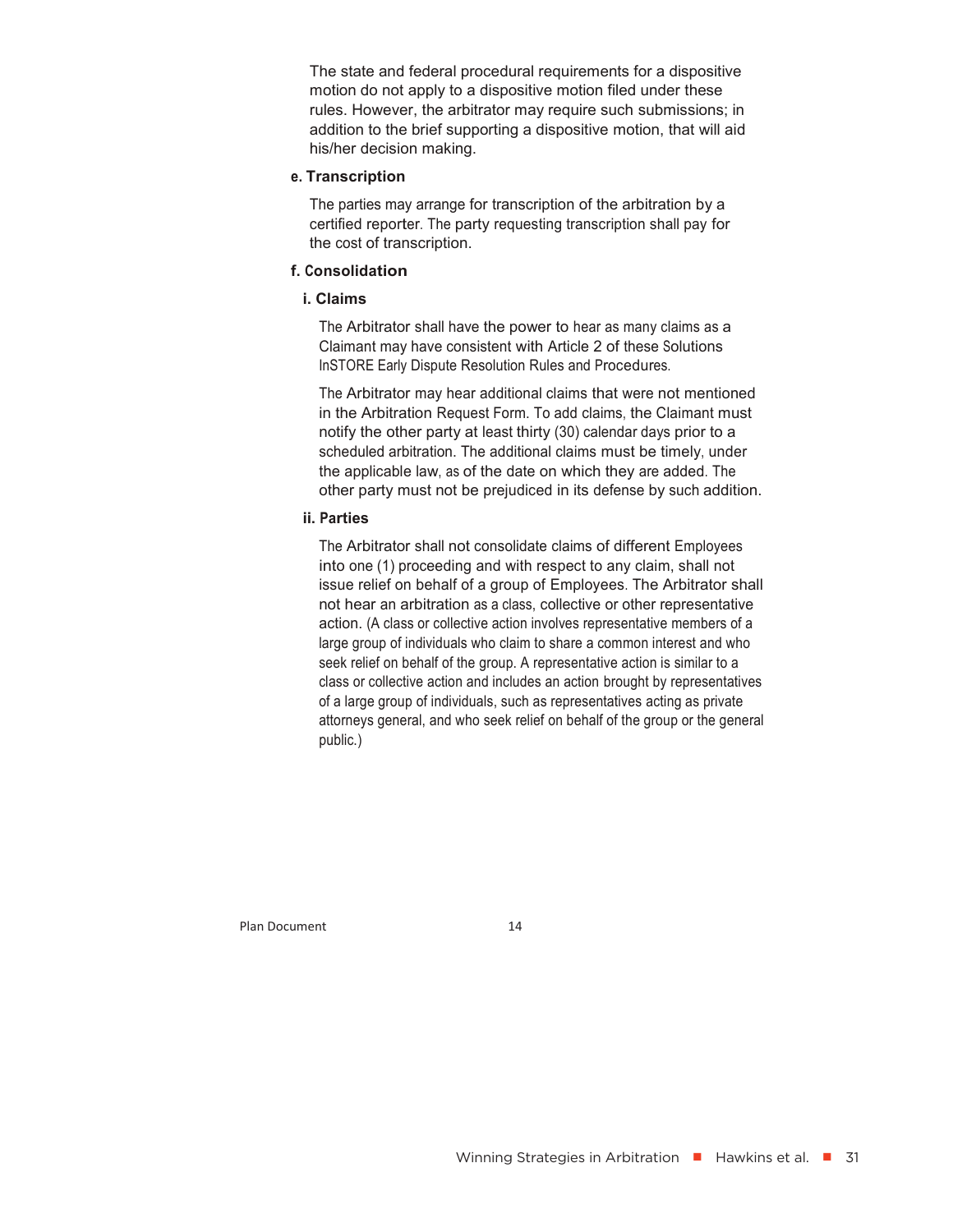The state and federal procedural requirements for a dispositive motion do not apply to a dispositive motion filed under these rules. However, the arbitrator may require such submissions; in addition to the brief supporting a dispositive motion, that will aid his/her decision making.

**e. Transcription**

The parties may arrange for transcription of the arbitration by a certified reporter. The party requesting transcription shall pay for the cost of transcription.

**f. Consolidation**

**i. Claims**

The Arbitrator shall have the power to hear as many claims as a Claimant may have consistent with Article 2 of these Solutions InSTORE Early Dispute Resolution Rules and Procedures.

The Arbitrator may hear additional claims that were not mentioned in the Arbitration Request Form. To add claims, the Claimant must notify the other party at least thirty (30) calendar days prior to a scheduled arbitration. The additional claims must be timely, under the applicable law, as of the date on which they are added. The other party must not be prejudiced in its defense by such addition.

**ii. Parties**

The Arbitrator shall not consolidate claims of different Employees into one (1) proceeding and with respect to any claim, shall not issue relief on behalf of a group of Employees. The Arbitrator shall not hear an arbitration as a class, collective or other representative action. (A class or collective action involves representative members of a large group of individuals who claim to share a common interest and who seek relief on behalf of the group. A representative action is similar to a class or collective action and includes an action brought by representatives of a large group of individuals, such as representatives acting as private attorneys general, and who seek relief on behalf of the group or the general public.)

Plan Document 14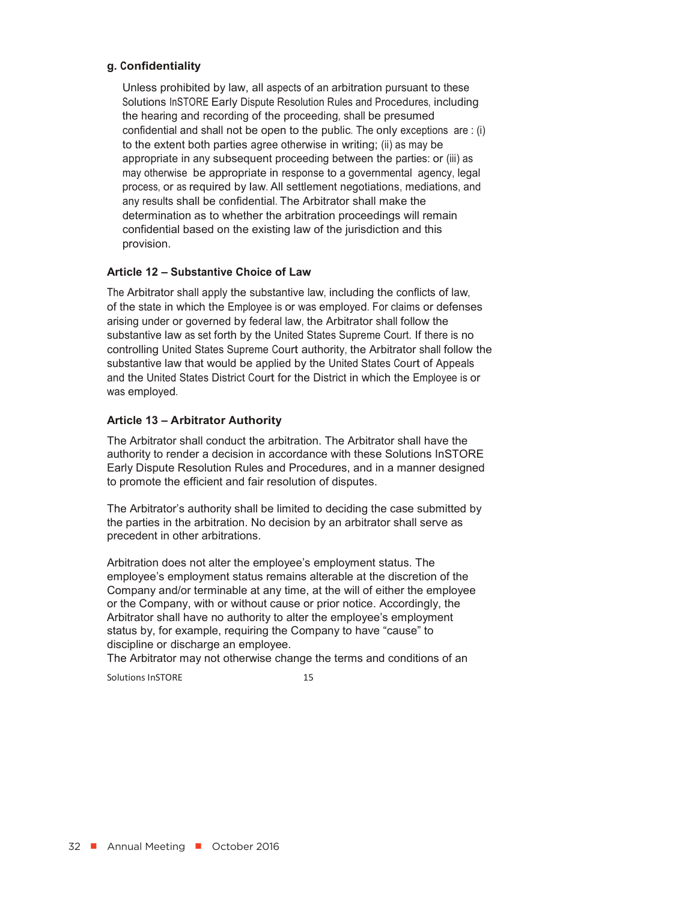**g. Confidentiality**

Unless prohibited by law, all aspects of an arbitration pursuant to these Solutions InSTORE Early Dispute Resolution Rules and Procedures, including the hearing and recording of the proceeding, shall be presumed confidential and shall not be open to the public. The only exceptions are : (i) to the extent both parties agree otherwise in writing; (ii) as may be appropriate in any subsequent proceeding between the parties: or (iii) as may otherwise be appropriate in response to a governmental agency, legal process, or as required by law. All settlement negotiations, mediations, and any results shall be confidential. The Arbitrator shall make the determination as to whether the arbitration proceedings will remain confidential based on the existing law of the jurisdiction and this provision.

### Article 12 – Substantive Choice of Law

The Arbitrator shall apply the substantive law, including the conflicts of law, of the state in which the Employee is or was employed. For claims or defenses arising under or governed by federal law, the Arbitrator shall follow the substantive law as set forth by the United States Supreme Court. If there is no controlling United States Supreme Court authority, the Arbitrator shall follow the substantive law that would be applied by the United States Court of Appeals and the United States District Court for the District in which the Employee is or was employed.

### Article 13 – Arbitrator Authority

The Arbitrator shall conduct the arbitration. The Arbitrator shall have the authority to render a decision in accordance with these Solutions InSTORE Early Dispute Resolution Rules and Procedures, and in a manner designed to promote the efficient and fair resolution of disputes.

The Arbitrator's authority shall be limited to deciding the case submitted by the parties in the arbitration. No decision by an arbitrator shall serve as precedent in other arbitrations.

Arbitration does not alter the employee's employment status. The employee's employment status remains alterable at the discretion of the Company and/or terminable at any time, at the will of either the employee or the Company, with or without cause or prior notice. Accordingly, the Arbitrator shall have no authority to alter the employee's employment status by, for example, requiring the Company to have "cause" to discipline or discharge an employee.

The Arbitrator may not otherwise change the terms and conditions of an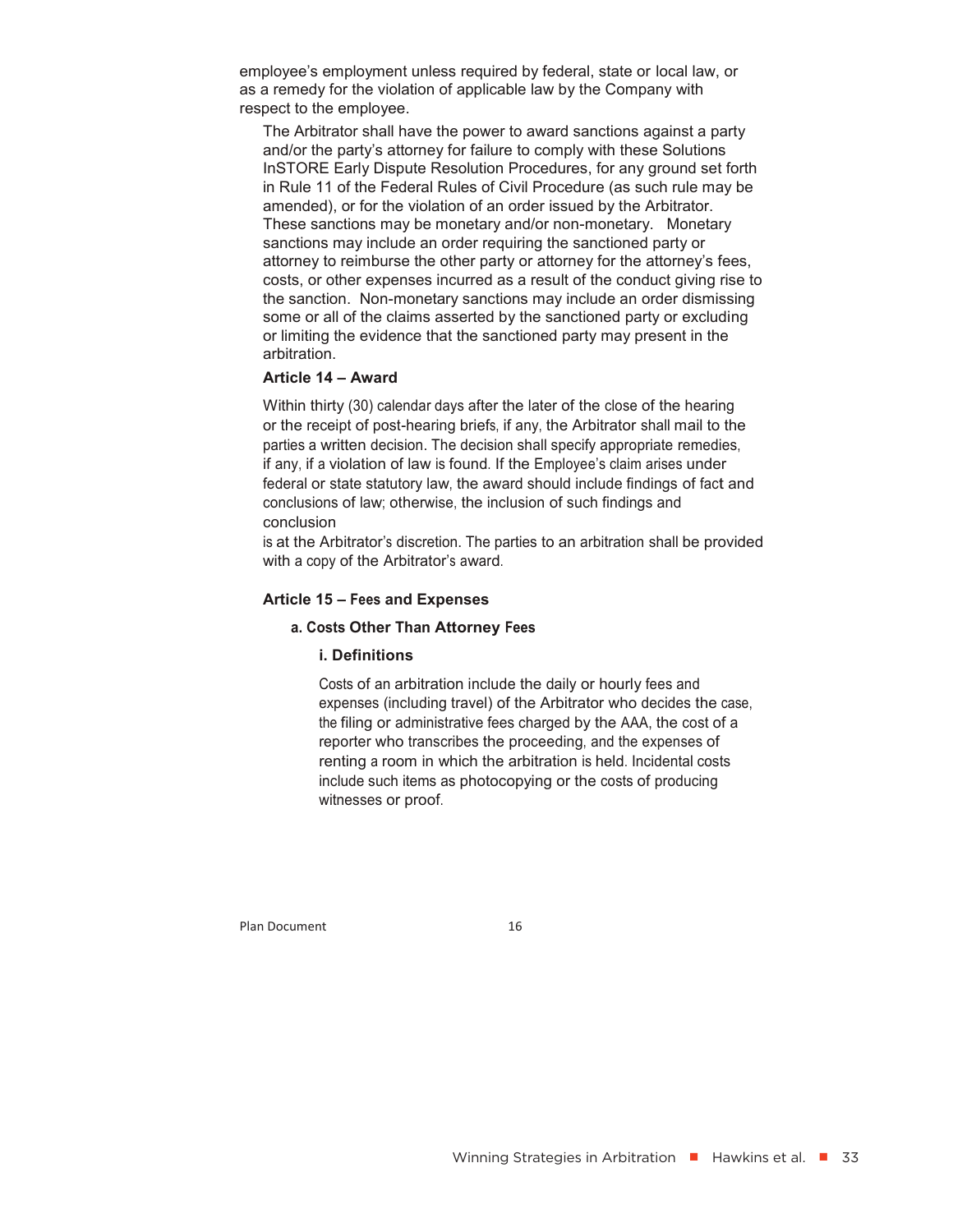employee's employment unless required by federal, state or local law, or as a remedy for the violation of applicable law by the Company with respect to the employee.

The Arbitrator shall have the power to award sanctions against a party and/or the party's attorney for failure to comply with these Solutions InSTORE Early Dispute Resolution Procedures, for any ground set forth in Rule 11 of the Federal Rules of Civil Procedure (as such rule may be amended), or for the violation of an order issued by the Arbitrator. These sanctions may be monetary and/or non-monetary. Monetary sanctions may include an order requiring the sanctioned party or attorney to reimburse the other party or attorney for the attorney's fees, costs, or other expenses incurred as a result of the conduct giving rise to the sanction. Non-monetary sanctions may include an order dismissing some or all of the claims asserted by the sanctioned party or excluding or limiting the evidence that the sanctioned party may present in the arbitration.

**Article 14 – Award**

Within thirty (30) calendar days after the later of the close of the hearing or the receipt of post-hearing briefs, if any, the Arbitrator shall mail to the parties a written decision. The decision shall specify appropriate remedies, if any, if a violation of law is found. If the Employee's claim arises under federal or state statutory law, the award should include findings of fact and conclusions of law; otherwise, the inclusion of such findings and conclusion
is at the Arbitrator's discretion. The parties to an arbitration shall be provided with a copy of the Arbitrator's award.

**Article 15 – Fees and Expenses**

**a. Costs Other Than Attorney Fees**

**i. Definitions**

Costs of an arbitration include the daily or hourly fees and expenses (including travel) of the Arbitrator who decides the case, the filing or administrative fees charged by the AAA, the cost of a reporter who transcribes the proceeding, and the expenses of renting a room in which the arbitration is held. Incidental costs include such items as photocopying or the costs of producing witnesses or proof.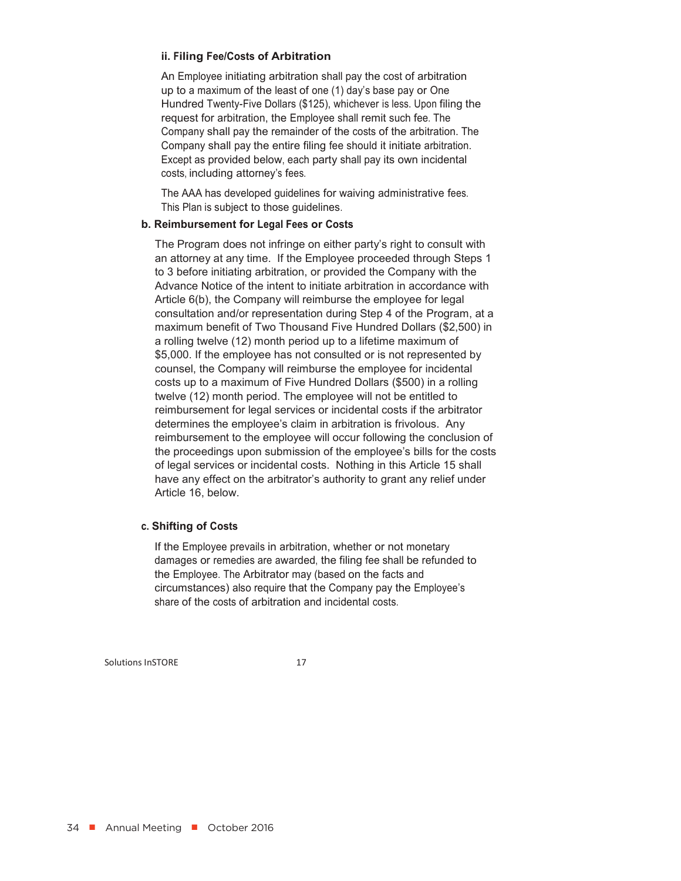#### ii. Filing Fee/Costs of Arbitration

An Employee initiating arbitration shall pay the cost of arbitration up to a maximum of the least of one (1) day's base pay or One Hundred Twenty-Five Dollars ($125), whichever is less. Upon filing the request for arbitration, the Employee shall remit such fee. The Company shall pay the remainder of the costs of the arbitration. The Company shall pay the entire filing fee should it initiate arbitration. Except as provided below, each party shall pay its own incidental costs, including attorney's fees.

The AAA has developed guidelines for waiving administrative fees. This Plan is subject to those guidelines.

### b. Reimbursement for Legal Fees or Costs

The Program does not infringe on either party's right to consult with an attorney at any time. If the Employee proceeded through Steps 1 to 3 before initiating arbitration, or provided the Company with the Advance Notice of the intent to initiate arbitration in accordance with Article 6(b), the Company will reimburse the employee for legal consultation and/or representation during Step 4 of the Program, at a maximum benefit of Two Thousand Five Hundred Dollars ($2,500) in a rolling twelve (12) month period up to a lifetime maximum of $5,000. If the employee has not consulted or is not represented by counsel, the Company will reimburse the employee for incidental costs up to a maximum of Five Hundred Dollars ($500) in a rolling twelve (12) month period. The employee will not be entitled to reimbursement for legal services or incidental costs if the arbitrator determines the employee's claim in arbitration is frivolous. Any reimbursement to the employee will occur following the conclusion of the proceedings upon submission of the employee's bills for the costs of legal services or incidental costs. Nothing in this Article 15 shall have any effect on the arbitrator's authority to grant any relief under Article 16, below.

### c. Shifting of Costs

If the Employee prevails in arbitration, whether or not monetary damages or remedies are awarded, the filing fee shall be refunded to the Employee. The Arbitrator may (based on the facts and circumstances) also require that the Company pay the Employee's share of the costs of arbitration and incidental costs.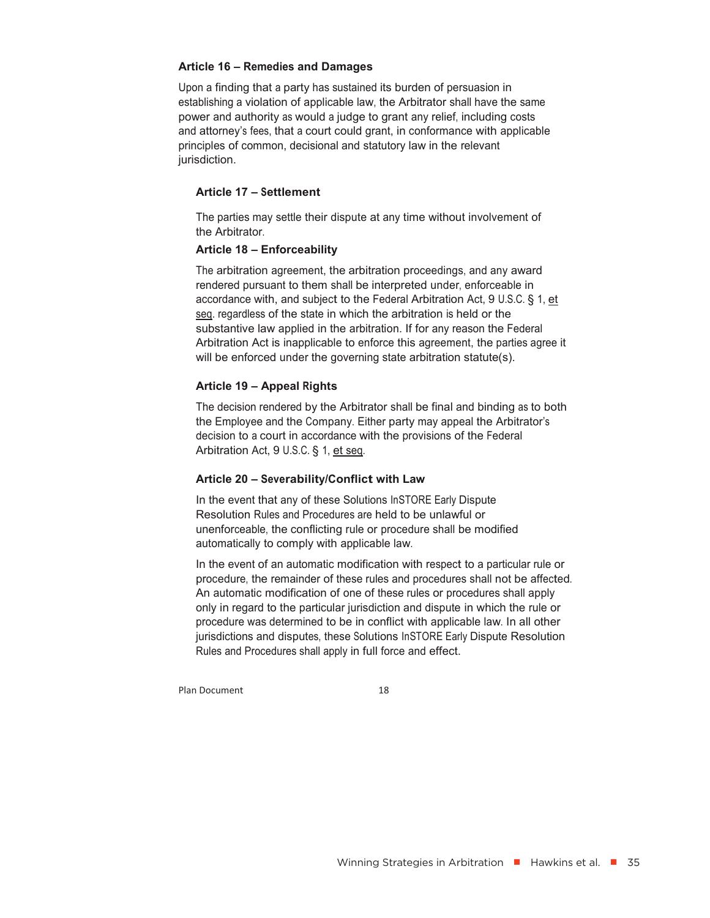**Article 16 – Remedies and Damages**

Upon a finding that a party has sustained its burden of persuasion in establishing a violation of applicable law, the Arbitrator shall have the same power and authority as would a judge to grant any relief, including costs and attorney's fees, that a court could grant, in conformance with applicable principles of common, decisional and statutory law in the relevant jurisdiction.

**Article 17 – Settlement**

The parties may settle their dispute at any time without involvement of the Arbitrator.

**Article 18 – Enforceability**

The arbitration agreement, the arbitration proceedings, and any award rendered pursuant to them shall be interpreted under, enforceable in accordance with, and subject to the Federal Arbitration Act, 9 U.S.C. § 1, et seq. regardless of the state in which the arbitration is held or the substantive law applied in the arbitration. If for any reason the Federal Arbitration Act is inapplicable to enforce this agreement, the parties agree it will be enforced under the governing state arbitration statute(s).

**Article 19 – Appeal Rights**

The decision rendered by the Arbitrator shall be final and binding as to both the Employee and the Company. Either party may appeal the Arbitrator's decision to a court in accordance with the provisions of the Federal Arbitration Act, 9 U.S.C. § 1, et seq.

**Article 20 – Severability/Conflict with Law**

In the event that any of these Solutions InSTORE Early Dispute Resolution Rules and Procedures are held to be unlawful or unenforceable, the conflicting rule or procedure shall be modified automatically to comply with applicable law.

In the event of an automatic modification with respect to a particular rule or procedure, the remainder of these rules and procedures shall not be affected. An automatic modification of one of these rules or procedures shall apply only in regard to the particular jurisdiction and dispute in which the rule or procedure was determined to be in conflict with applicable law. In all other jurisdictions and disputes, these Solutions InSTORE Early Dispute Resolution Rules and Procedures shall apply in full force and effect.

Plan Document 18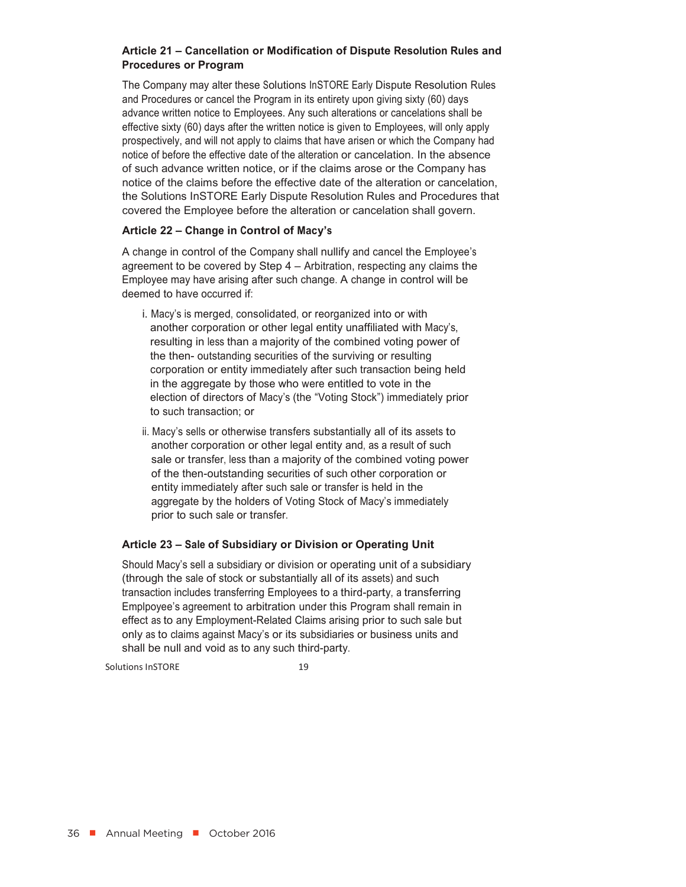### Article 21 – Cancellation or Modification of Dispute Resolution Rules and Procedures or Program

The Company may alter these Solutions InSTORE Early Dispute Resolution Rules and Procedures or cancel the Program in its entirety upon giving sixty (60) days advance written notice to Employees. Any such alterations or cancelations shall be effective sixty (60) days after the written notice is given to Employees, will only apply prospectively, and will not apply to claims that have arisen or which the Company had notice of before the effective date of the alteration or cancelation. In the absence of such advance written notice, or if the claims arose or the Company has notice of the claims before the effective date of the alteration or cancelation, the Solutions InSTORE Early Dispute Resolution Rules and Procedures that covered the Employee before the alteration or cancelation shall govern.

### Article 22 – Change in Control of Macy's

A change in control of the Company shall nullify and cancel the Employee's agreement to be covered by Step 4 – Arbitration, respecting any claims the Employee may have arising after such change. A change in control will be deemed to have occurred if:

i. Macy's is merged, consolidated, or reorganized into or with another corporation or other legal entity unaffiliated with Macy's, resulting in less than a majority of the combined voting power of the then- outstanding securities of the surviving or resulting corporation or entity immediately after such transaction being held in the aggregate by those who were entitled to vote in the election of directors of Macy's (the "Voting Stock") immediately prior to such transaction; or

ii. Macy's sells or otherwise transfers substantially all of its assets to another corporation or other legal entity and, as a result of such sale or transfer, less than a majority of the combined voting power of the then-outstanding securities of such other corporation or entity immediately after such sale or transfer is held in the aggregate by the holders of Voting Stock of Macy's immediately prior to such sale or transfer.

### Article 23 – Sale of Subsidiary or Division or Operating Unit

Should Macy's sell a subsidiary or division or operating unit of a subsidiary (through the sale of stock or substantially all of its assets) and such transaction includes transferring Employees to a third-party, a transferring Emplpoyee's agreement to arbitration under this Program shall remain in effect as to any Employment-Related Claims arising prior to such sale but only as to claims against Macy's or its subsidiaries or business units and shall be null and void as to any such third-party.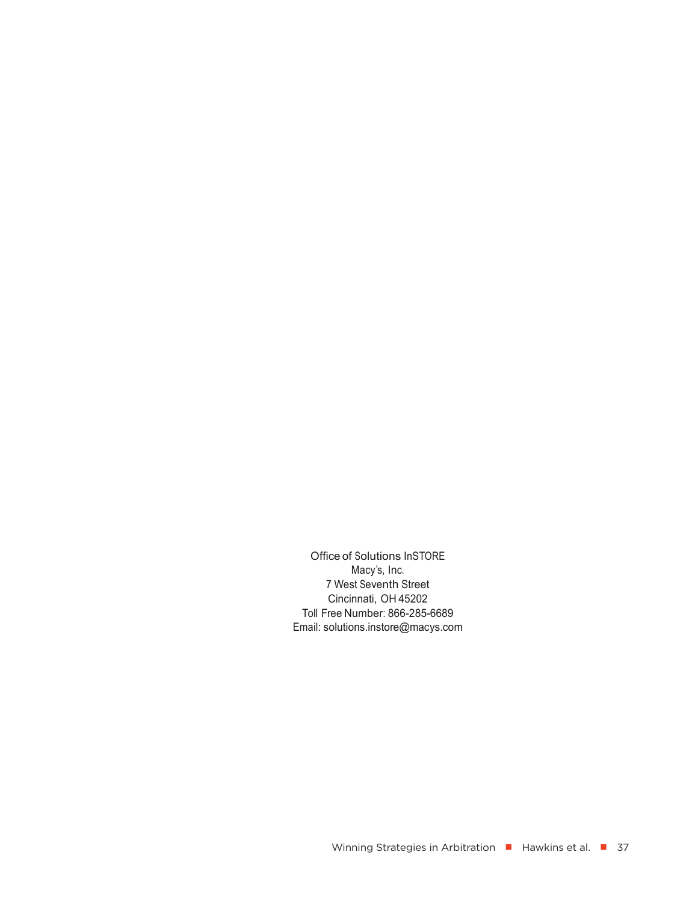Office of Solutions InSTORE  
Macy's, Inc.  
7 West Seventh Street  
Cincinnati, OH 45202  
Toll Free Number: 866-285-6689  
Email: solutions.instore@macys.com